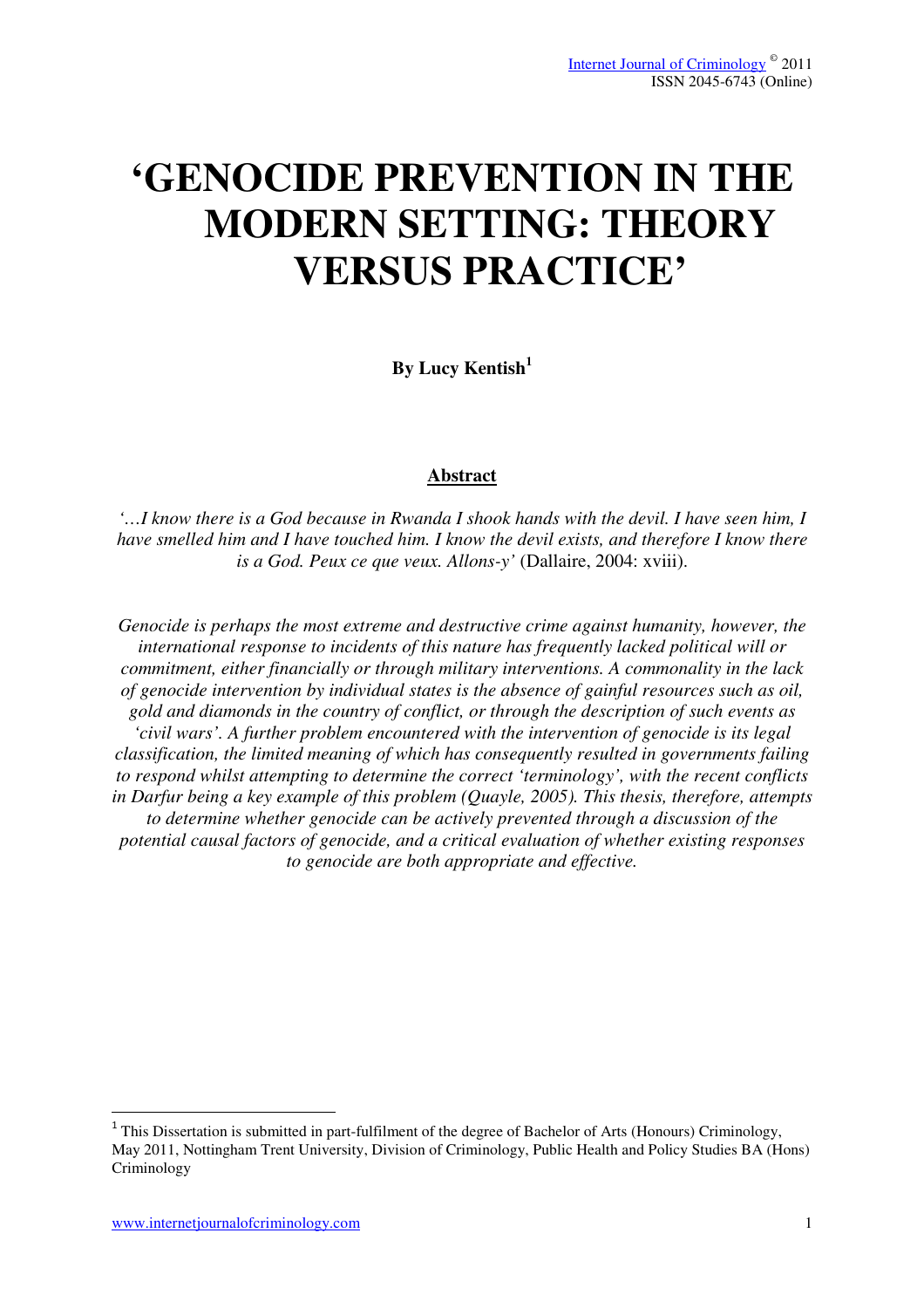# 'GENOCIDE PREVENTION IN THE MODERN SETTING: THEORY VERSUS PRACTICE'

**By Lucy Kentish[1]**

## Abstract

*'…I know there is a God because in Rwanda I shook hands with the devil. I have seen him, I have smelled him and I have touched him. I know the devil exists, and therefore I know there is a God. Peux ce que veux. Allons-y'* (Dallaire, 2004: xviii).

*Genocide is perhaps the most extreme and destructive crime against humanity, however, the international response to incidents of this nature has frequently lacked political will or commitment, either financially or through military interventions. A commonality in the lack of genocide intervention by individual states is the absence of gainful resources such as oil, gold and diamonds in the country of conflict, or through the description of such events as 'civil wars'. A further problem encountered with the intervention of genocide is its legal classification, the limited meaning of which has consequently resulted in governments failing to respond whilst attempting to determine the correct 'terminology', with the recent conflicts in Darfur being a key example of this problem (Quayle, 2005). This thesis, therefore, attempts to determine whether genocide can be actively prevented through a discussion of the potential causal factors of genocide, and a critical evaluation of whether existing responses to genocide are both appropriate and effective.*

---

[1] This Dissertation is submitted in part-fulfilment of the degree of Bachelor of Arts (Honours) Criminology, May 2011, Nottingham Trent University, Division of Criminology, Public Health and Policy Studies BA (Hons) Criminology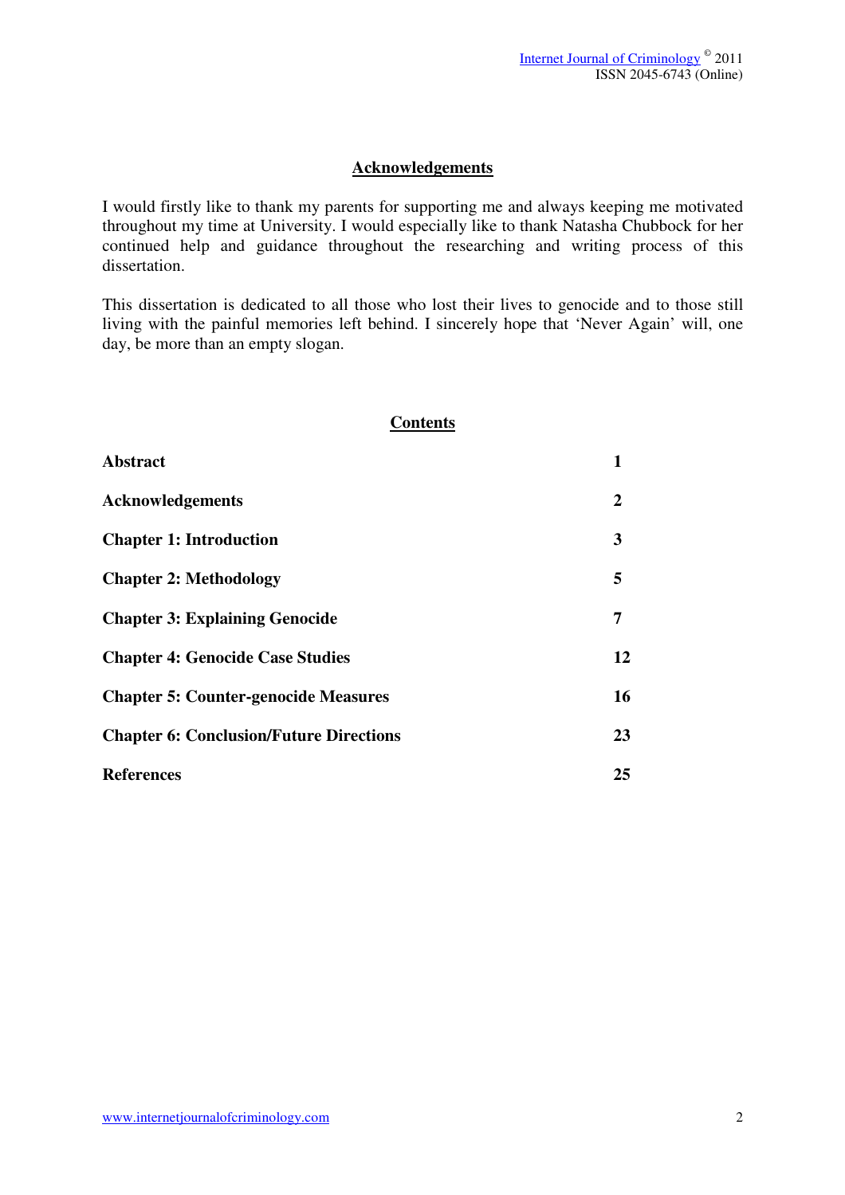## Acknowledgements

I would firstly like to thank my parents for supporting me and always keeping me motivated throughout my time at University. I would especially like to thank Natasha Chubbock for her continued help and guidance throughout the researching and writing process of this dissertation.

This dissertation is dedicated to all those who lost their lives to genocide and to those still living with the painful memories left behind. I sincerely hope that 'Never Again' will, one day, be more than an empty slogan.

## Contents

| | |
|---|---|
| **Abstract** | **1** |
| **Acknowledgements** | **2** |
| **Chapter 1: Introduction** | **3** |
| **Chapter 2: Methodology** | **5** |
| **Chapter 3: Explaining Genocide** | **7** |
| **Chapter 4: Genocide Case Studies** | **12** |
| **Chapter 5: Counter-genocide Measures** | **16** |
| **Chapter 6: Conclusion/Future Directions** | **23** |
| **References** | **25** |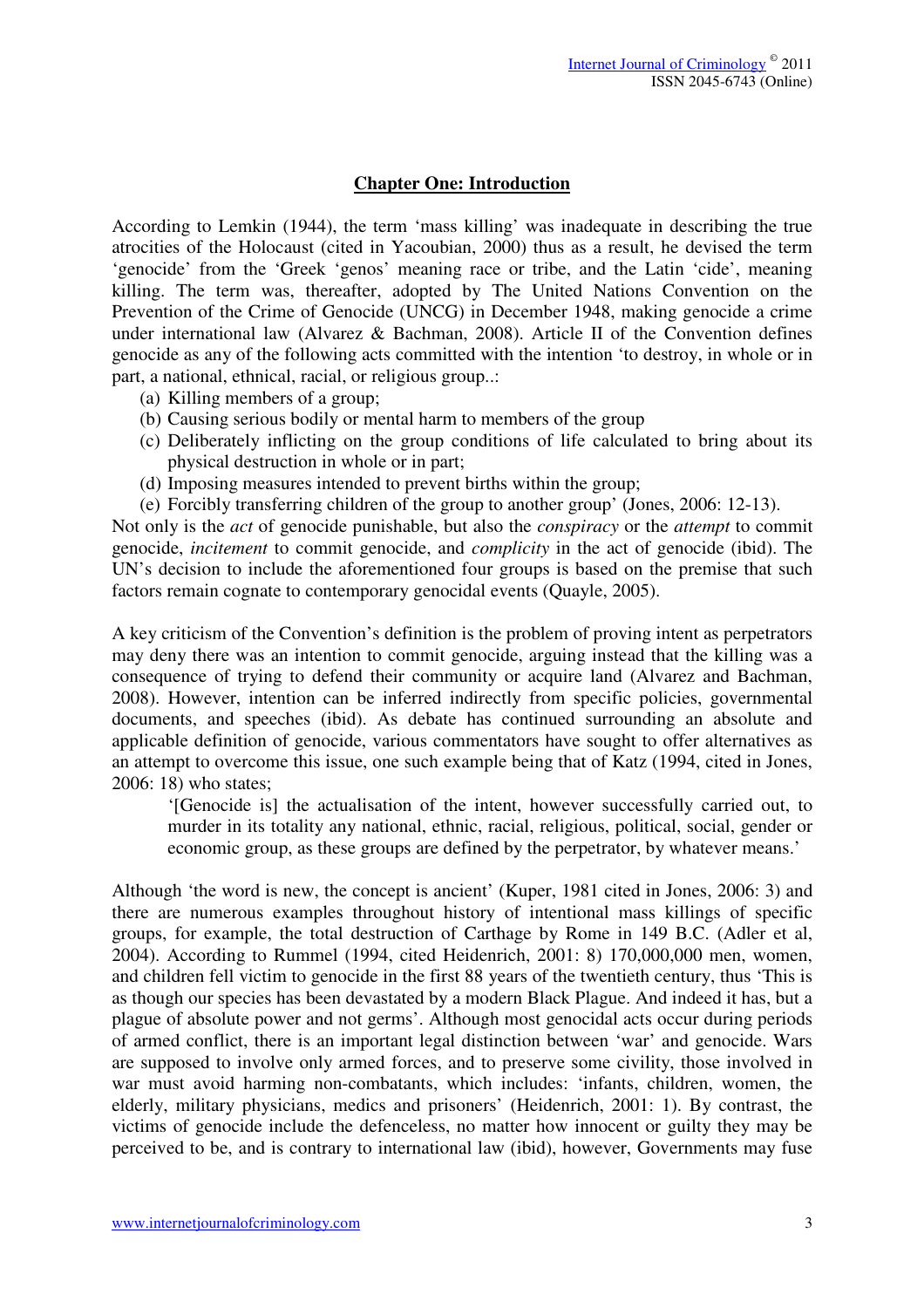## Chapter One: Introduction

According to Lemkin (1944), the term 'mass killing' was inadequate in describing the true atrocities of the Holocaust (cited in Yacoubian, 2000) thus as a result, he devised the term 'genocide' from the 'Greek 'genos' meaning race or tribe, and the Latin 'cide', meaning killing. The term was, thereafter, adopted by The United Nations Convention on the Prevention of the Crime of Genocide (UNCG) in December 1948, making genocide a crime under international law (Alvarez & Bachman, 2008). Article II of the Convention defines genocide as any of the following acts committed with the intention 'to destroy, in whole or in part, a national, ethnical, racial, or religious group..:

(a) Killing members of a group;
(b) Causing serious bodily or mental harm to members of the group
(c) Deliberately inflicting on the group conditions of life calculated to bring about its physical destruction in whole or in part;
(d) Imposing measures intended to prevent births within the group;
(e) Forcibly transferring children of the group to another group' (Jones, 2006: 12-13).

Not only is the *act* of genocide punishable, but also the *conspiracy* or the *attempt* to commit genocide, *incitement* to commit genocide, and *complicity* in the act of genocide (ibid). The UN's decision to include the aforementioned four groups is based on the premise that such factors remain cognate to contemporary genocidal events (Quayle, 2005).

A key criticism of the Convention's definition is the problem of proving intent as perpetrators may deny there was an intention to commit genocide, arguing instead that the killing was a consequence of trying to defend their community or acquire land (Alvarez and Bachman, 2008). However, intention can be inferred indirectly from specific policies, governmental documents, and speeches (ibid). As debate has continued surrounding an absolute and applicable definition of genocide, various commentators have sought to offer alternatives as an attempt to overcome this issue, one such example being that of Katz (1994, cited in Jones, 2006: 18) who states;

> '[Genocide is] the actualisation of the intent, however successfully carried out, to murder in its totality any national, ethnic, racial, religious, political, social, gender or economic group, as these groups are defined by the perpetrator, by whatever means.'

Although 'the word is new, the concept is ancient' (Kuper, 1981 cited in Jones, 2006: 3) and there are numerous examples throughout history of intentional mass killings of specific groups, for example, the total destruction of Carthage by Rome in 149 B.C. (Adler et al, 2004). According to Rummel (1994, cited Heidenrich, 2001: 8) 170,000,000 men, women, and children fell victim to genocide in the first 88 years of the twentieth century, thus 'This is as though our species has been devastated by a modern Black Plague. And indeed it has, but a plague of absolute power and not germs'. Although most genocidal acts occur during periods of armed conflict, there is an important legal distinction between 'war' and genocide. Wars are supposed to involve only armed forces, and to preserve some civility, those involved in war must avoid harming non-combatants, which includes: 'infants, children, women, the elderly, military physicians, medics and prisoners' (Heidenrich, 2001: 1). By contrast, the victims of genocide include the defenceless, no matter how innocent or guilty they may be perceived to be, and is contrary to international law (ibid), however, Governments may fuse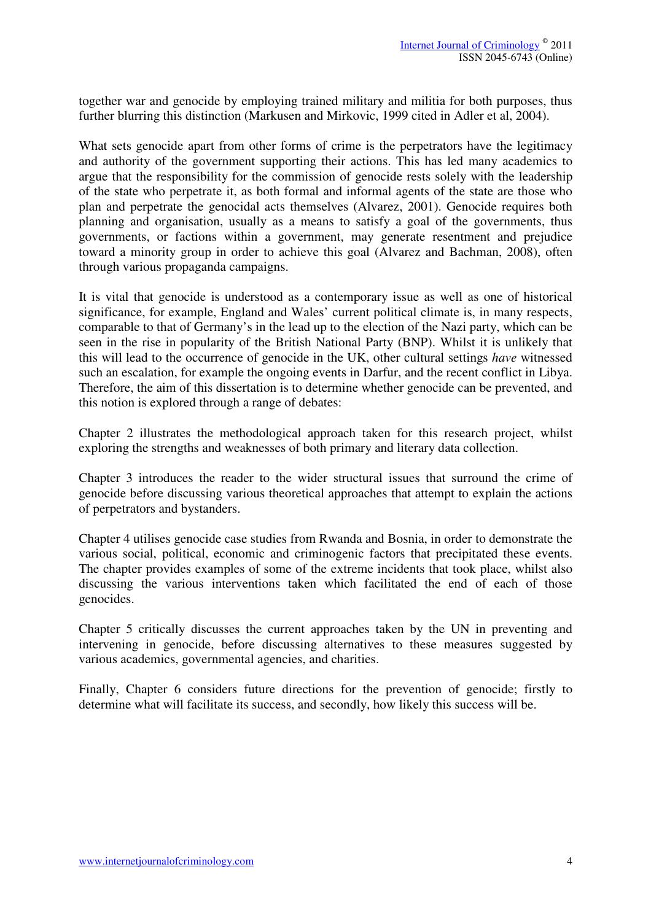together war and genocide by employing trained military and militia for both purposes, thus further blurring this distinction (Markusen and Mirkovic, 1999 cited in Adler et al, 2004).

What sets genocide apart from other forms of crime is the perpetrators have the legitimacy and authority of the government supporting their actions. This has led many academics to argue that the responsibility for the commission of genocide rests solely with the leadership of the state who perpetrate it, as both formal and informal agents of the state are those who plan and perpetrate the genocidal acts themselves (Alvarez, 2001). Genocide requires both planning and organisation, usually as a means to satisfy a goal of the governments, thus governments, or factions within a government, may generate resentment and prejudice toward a minority group in order to achieve this goal (Alvarez and Bachman, 2008), often through various propaganda campaigns.

It is vital that genocide is understood as a contemporary issue as well as one of historical significance, for example, England and Wales' current political climate is, in many respects, comparable to that of Germany's in the lead up to the election of the Nazi party, which can be seen in the rise in popularity of the British National Party (BNP). Whilst it is unlikely that this will lead to the occurrence of genocide in the UK, other cultural settings *have* witnessed such an escalation, for example the ongoing events in Darfur, and the recent conflict in Libya. Therefore, the aim of this dissertation is to determine whether genocide can be prevented, and this notion is explored through a range of debates:

Chapter 2 illustrates the methodological approach taken for this research project, whilst exploring the strengths and weaknesses of both primary and literary data collection.

Chapter 3 introduces the reader to the wider structural issues that surround the crime of genocide before discussing various theoretical approaches that attempt to explain the actions of perpetrators and bystanders.

Chapter 4 utilises genocide case studies from Rwanda and Bosnia, in order to demonstrate the various social, political, economic and criminogenic factors that precipitated these events. The chapter provides examples of some of the extreme incidents that took place, whilst also discussing the various interventions taken which facilitated the end of each of those genocides.

Chapter 5 critically discusses the current approaches taken by the UN in preventing and intervening in genocide, before discussing alternatives to these measures suggested by various academics, governmental agencies, and charities.

Finally, Chapter 6 considers future directions for the prevention of genocide; firstly to determine what will facilitate its success, and secondly, how likely this success will be.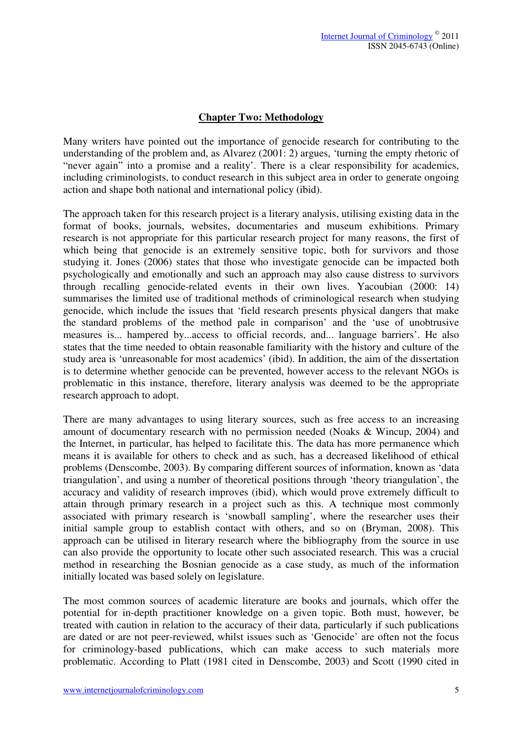## Chapter Two: Methodology

Many writers have pointed out the importance of genocide research for contributing to the understanding of the problem and, as Alvarez (2001: 2) argues, 'turning the empty rhetoric of "never again" into a promise and a reality'. There is a clear responsibility for academics, including criminologists, to conduct research in this subject area in order to generate ongoing action and shape both national and international policy (ibid).

The approach taken for this research project is a literary analysis, utilising existing data in the format of books, journals, websites, documentaries and museum exhibitions. Primary research is not appropriate for this particular research project for many reasons, the first of which being that genocide is an extremely sensitive topic, both for survivors and those studying it. Jones (2006) states that those who investigate genocide can be impacted both psychologically and emotionally and such an approach may also cause distress to survivors through recalling genocide-related events in their own lives. Yacoubian (2000: 14) summarises the limited use of traditional methods of criminological research when studying genocide, which include the issues that 'field research presents physical dangers that make the standard problems of the method pale in comparison' and the 'use of unobtrusive measures is... hampered by...access to official records, and... language barriers'. He also states that the time needed to obtain reasonable familiarity with the history and culture of the study area is 'unreasonable for most academics' (ibid). In addition, the aim of the dissertation is to determine whether genocide can be prevented, however access to the relevant NGOs is problematic in this instance, therefore, literary analysis was deemed to be the appropriate research approach to adopt.

There are many advantages to using literary sources, such as free access to an increasing amount of documentary research with no permission needed (Noaks & Wincup, 2004) and the Internet, in particular, has helped to facilitate this. The data has more permanence which means it is available for others to check and as such, has a decreased likelihood of ethical problems (Denscombe, 2003). By comparing different sources of information, known as 'data triangulation', and using a number of theoretical positions through 'theory triangulation', the accuracy and validity of research improves (ibid), which would prove extremely difficult to attain through primary research in a project such as this. A technique most commonly associated with primary research is 'snowball sampling', where the researcher uses their initial sample group to establish contact with others, and so on (Bryman, 2008). This approach can be utilised in literary research where the bibliography from the source in use can also provide the opportunity to locate other such associated research. This was a crucial method in researching the Bosnian genocide as a case study, as much of the information initially located was based solely on legislature.

The most common sources of academic literature are books and journals, which offer the potential for in-depth practitioner knowledge on a given topic. Both must, however, be treated with caution in relation to the accuracy of their data, particularly if such publications are dated or are not peer-reviewed, whilst issues such as 'Genocide' are often not the focus for criminology-based publications, which can make access to such materials more problematic. According to Platt (1981 cited in Denscombe, 2003) and Scott (1990 cited in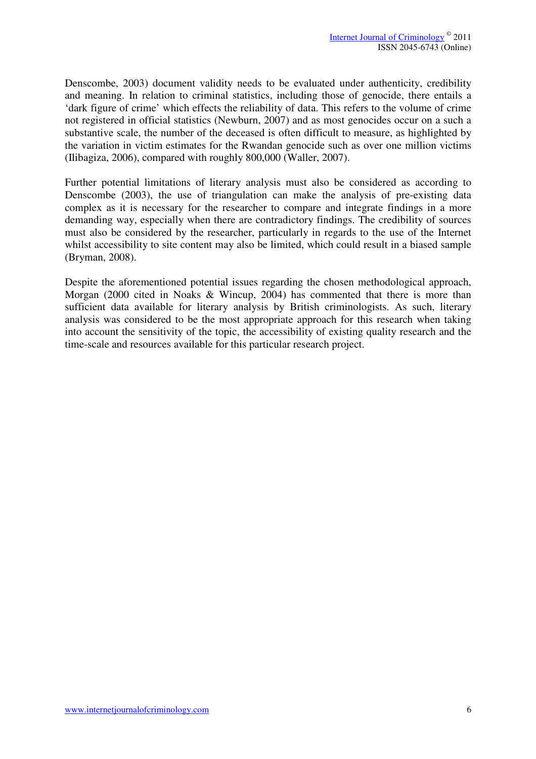Denscombe, 2003) document validity needs to be evaluated under authenticity, credibility and meaning. In relation to criminal statistics, including those of genocide, there entails a 'dark figure of crime' which effects the reliability of data. This refers to the volume of crime not registered in official statistics (Newburn, 2007) and as most genocides occur on a such a substantive scale, the number of the deceased is often difficult to measure, as highlighted by the variation in victim estimates for the Rwandan genocide such as over one million victims (Ilibagiza, 2006), compared with roughly 800,000 (Waller, 2007).

Further potential limitations of literary analysis must also be considered as according to Denscombe (2003), the use of triangulation can make the analysis of pre-existing data complex as it is necessary for the researcher to compare and integrate findings in a more demanding way, especially when there are contradictory findings. The credibility of sources must also be considered by the researcher, particularly in regards to the use of the Internet whilst accessibility to site content may also be limited, which could result in a biased sample (Bryman, 2008).

Despite the aforementioned potential issues regarding the chosen methodological approach, Morgan (2000 cited in Noaks & Wincup, 2004) has commented that there is more than sufficient data available for literary analysis by British criminologists. As such, literary analysis was considered to be the most appropriate approach for this research when taking into account the sensitivity of the topic, the accessibility of existing quality research and the time-scale and resources available for this particular research project.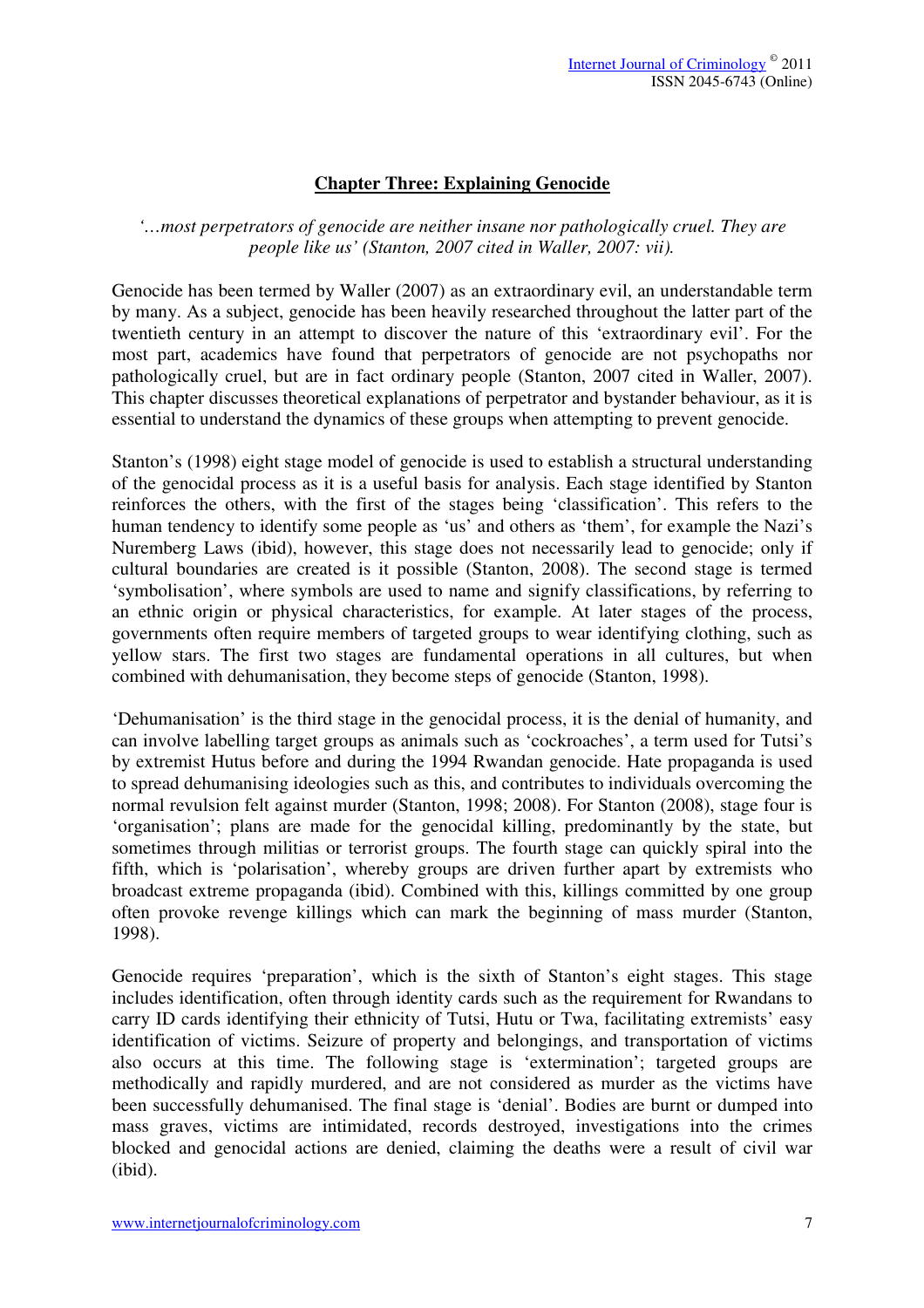## Chapter Three: Explaining Genocide

*'…most perpetrators of genocide are neither insane nor pathologically cruel. They are people like us' (Stanton, 2007 cited in Waller, 2007: vii).*

Genocide has been termed by Waller (2007) as an extraordinary evil, an understandable term by many. As a subject, genocide has been heavily researched throughout the latter part of the twentieth century in an attempt to discover the nature of this 'extraordinary evil'. For the most part, academics have found that perpetrators of genocide are not psychopaths nor pathologically cruel, but are in fact ordinary people (Stanton, 2007 cited in Waller, 2007). This chapter discusses theoretical explanations of perpetrator and bystander behaviour, as it is essential to understand the dynamics of these groups when attempting to prevent genocide.

Stanton's (1998) eight stage model of genocide is used to establish a structural understanding of the genocidal process as it is a useful basis for analysis. Each stage identified by Stanton reinforces the others, with the first of the stages being 'classification'. This refers to the human tendency to identify some people as 'us' and others as 'them', for example the Nazi's Nuremberg Laws (ibid), however, this stage does not necessarily lead to genocide; only if cultural boundaries are created is it possible (Stanton, 2008). The second stage is termed 'symbolisation', where symbols are used to name and signify classifications, by referring to an ethnic origin or physical characteristics, for example. At later stages of the process, governments often require members of targeted groups to wear identifying clothing, such as yellow stars. The first two stages are fundamental operations in all cultures, but when combined with dehumanisation, they become steps of genocide (Stanton, 1998).

'Dehumanisation' is the third stage in the genocidal process, it is the denial of humanity, and can involve labelling target groups as animals such as 'cockroaches', a term used for Tutsi's by extremist Hutus before and during the 1994 Rwandan genocide. Hate propaganda is used to spread dehumanising ideologies such as this, and contributes to individuals overcoming the normal revulsion felt against murder (Stanton, 1998; 2008). For Stanton (2008), stage four is 'organisation'; plans are made for the genocidal killing, predominantly by the state, but sometimes through militias or terrorist groups. The fourth stage can quickly spiral into the fifth, which is 'polarisation', whereby groups are driven further apart by extremists who broadcast extreme propaganda (ibid). Combined with this, killings committed by one group often provoke revenge killings which can mark the beginning of mass murder (Stanton, 1998).

Genocide requires 'preparation', which is the sixth of Stanton's eight stages. This stage includes identification, often through identity cards such as the requirement for Rwandans to carry ID cards identifying their ethnicity of Tutsi, Hutu or Twa, facilitating extremists' easy identification of victims. Seizure of property and belongings, and transportation of victims also occurs at this time. The following stage is 'extermination'; targeted groups are methodically and rapidly murdered, and are not considered as murder as the victims have been successfully dehumanised. The final stage is 'denial'. Bodies are burnt or dumped into mass graves, victims are intimidated, records destroyed, investigations into the crimes blocked and genocidal actions are denied, claiming the deaths were a result of civil war (ibid).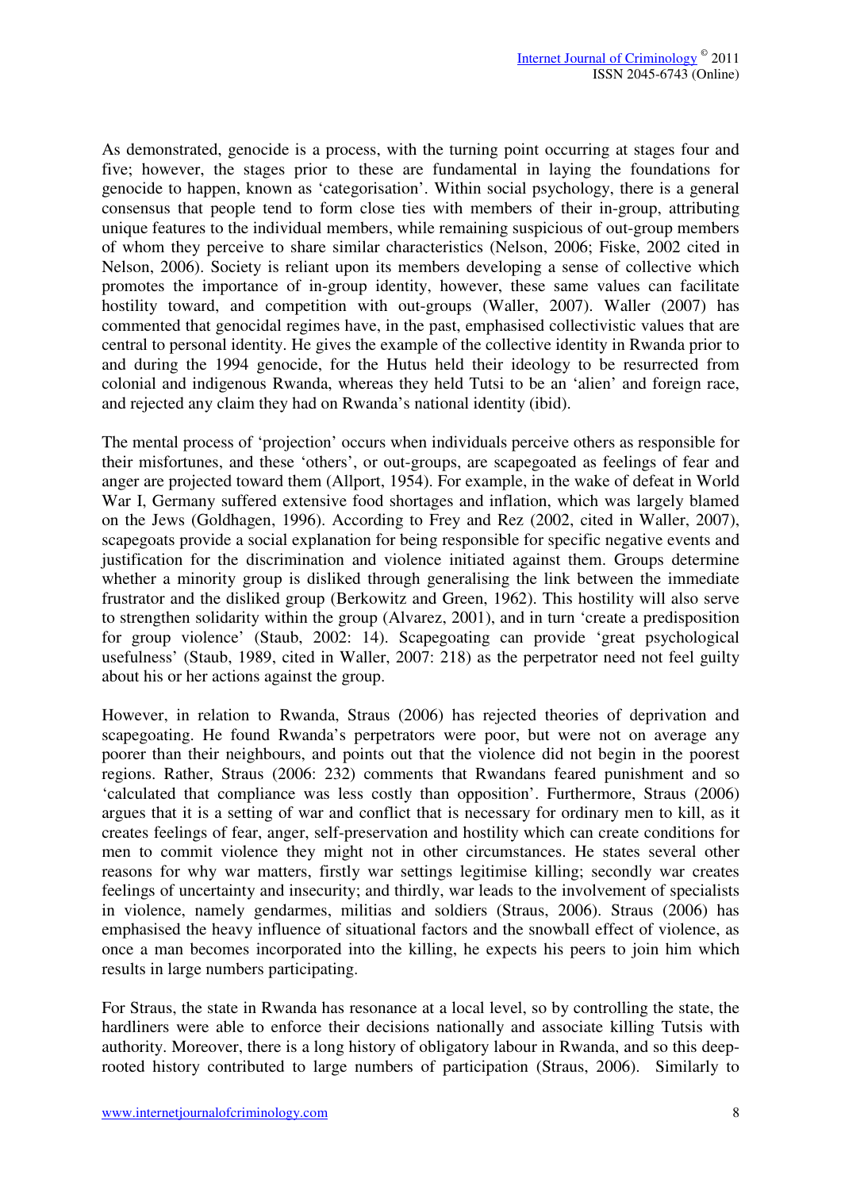As demonstrated, genocide is a process, with the turning point occurring at stages four and five; however, the stages prior to these are fundamental in laying the foundations for genocide to happen, known as 'categorisation'. Within social psychology, there is a general consensus that people tend to form close ties with members of their in-group, attributing unique features to the individual members, while remaining suspicious of out-group members of whom they perceive to share similar characteristics (Nelson, 2006; Fiske, 2002 cited in Nelson, 2006). Society is reliant upon its members developing a sense of collective which promotes the importance of in-group identity, however, these same values can facilitate hostility toward, and competition with out-groups (Waller, 2007). Waller (2007) has commented that genocidal regimes have, in the past, emphasised collectivistic values that are central to personal identity. He gives the example of the collective identity in Rwanda prior to and during the 1994 genocide, for the Hutus held their ideology to be resurrected from colonial and indigenous Rwanda, whereas they held Tutsi to be an 'alien' and foreign race, and rejected any claim they had on Rwanda's national identity (ibid).

The mental process of 'projection' occurs when individuals perceive others as responsible for their misfortunes, and these 'others', or out-groups, are scapegoated as feelings of fear and anger are projected toward them (Allport, 1954). For example, in the wake of defeat in World War I, Germany suffered extensive food shortages and inflation, which was largely blamed on the Jews (Goldhagen, 1996). According to Frey and Rez (2002, cited in Waller, 2007), scapegoats provide a social explanation for being responsible for specific negative events and justification for the discrimination and violence initiated against them. Groups determine whether a minority group is disliked through generalising the link between the immediate frustrator and the disliked group (Berkowitz and Green, 1962). This hostility will also serve to strengthen solidarity within the group (Alvarez, 2001), and in turn 'create a predisposition for group violence' (Staub, 2002: 14). Scapegoating can provide 'great psychological usefulness' (Staub, 1989, cited in Waller, 2007: 218) as the perpetrator need not feel guilty about his or her actions against the group.

However, in relation to Rwanda, Straus (2006) has rejected theories of deprivation and scapegoating. He found Rwanda's perpetrators were poor, but were not on average any poorer than their neighbours, and points out that the violence did not begin in the poorest regions. Rather, Straus (2006: 232) comments that Rwandans feared punishment and so 'calculated that compliance was less costly than opposition'. Furthermore, Straus (2006) argues that it is a setting of war and conflict that is necessary for ordinary men to kill, as it creates feelings of fear, anger, self-preservation and hostility which can create conditions for men to commit violence they might not in other circumstances. He states several other reasons for why war matters, firstly war settings legitimise killing; secondly war creates feelings of uncertainty and insecurity; and thirdly, war leads to the involvement of specialists in violence, namely gendarmes, militias and soldiers (Straus, 2006). Straus (2006) has emphasised the heavy influence of situational factors and the snowball effect of violence, as once a man becomes incorporated into the killing, he expects his peers to join him which results in large numbers participating.

For Straus, the state in Rwanda has resonance at a local level, so by controlling the state, the hardliners were able to enforce their decisions nationally and associate killing Tutsis with authority. Moreover, there is a long history of obligatory labour in Rwanda, and so this deep-rooted history contributed to large numbers of participation (Straus, 2006). Similarly to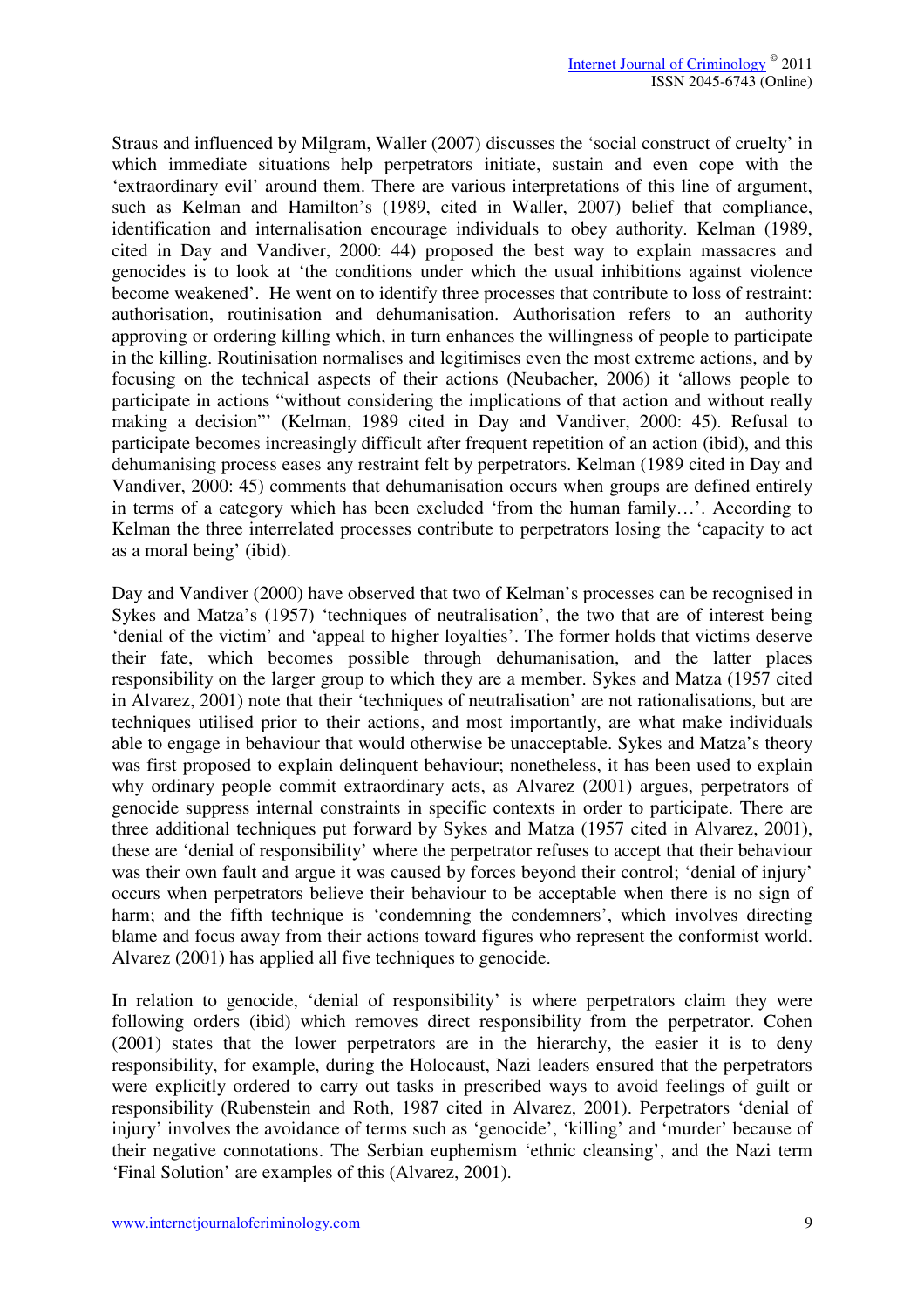Straus and influenced by Milgram, Waller (2007) discusses the 'social construct of cruelty' in which immediate situations help perpetrators initiate, sustain and even cope with the 'extraordinary evil' around them. There are various interpretations of this line of argument, such as Kelman and Hamilton's (1989, cited in Waller, 2007) belief that compliance, identification and internalisation encourage individuals to obey authority. Kelman (1989, cited in Day and Vandiver, 2000: 44) proposed the best way to explain massacres and genocides is to look at 'the conditions under which the usual inhibitions against violence become weakened'. He went on to identify three processes that contribute to loss of restraint: authorisation, routinisation and dehumanisation. Authorisation refers to an authority approving or ordering killing which, in turn enhances the willingness of people to participate in the killing. Routinisation normalises and legitimises even the most extreme actions, and by focusing on the technical aspects of their actions (Neubacher, 2006) it 'allows people to participate in actions "without considering the implications of that action and without really making a decision"' (Kelman, 1989 cited in Day and Vandiver, 2000: 45). Refusal to participate becomes increasingly difficult after frequent repetition of an action (ibid), and this dehumanising process eases any restraint felt by perpetrators. Kelman (1989 cited in Day and Vandiver, 2000: 45) comments that dehumanisation occurs when groups are defined entirely in terms of a category which has been excluded 'from the human family…'. According to Kelman the three interrelated processes contribute to perpetrators losing the 'capacity to act as a moral being' (ibid).

Day and Vandiver (2000) have observed that two of Kelman's processes can be recognised in Sykes and Matza's (1957) 'techniques of neutralisation', the two that are of interest being 'denial of the victim' and 'appeal to higher loyalties'. The former holds that victims deserve their fate, which becomes possible through dehumanisation, and the latter places responsibility on the larger group to which they are a member. Sykes and Matza (1957 cited in Alvarez, 2001) note that their 'techniques of neutralisation' are not rationalisations, but are techniques utilised prior to their actions, and most importantly, are what make individuals able to engage in behaviour that would otherwise be unacceptable. Sykes and Matza's theory was first proposed to explain delinquent behaviour; nonetheless, it has been used to explain why ordinary people commit extraordinary acts, as Alvarez (2001) argues, perpetrators of genocide suppress internal constraints in specific contexts in order to participate. There are three additional techniques put forward by Sykes and Matza (1957 cited in Alvarez, 2001), these are 'denial of responsibility' where the perpetrator refuses to accept that their behaviour was their own fault and argue it was caused by forces beyond their control; 'denial of injury' occurs when perpetrators believe their behaviour to be acceptable when there is no sign of harm; and the fifth technique is 'condemning the condemners', which involves directing blame and focus away from their actions toward figures who represent the conformist world. Alvarez (2001) has applied all five techniques to genocide.

In relation to genocide, 'denial of responsibility' is where perpetrators claim they were following orders (ibid) which removes direct responsibility from the perpetrator. Cohen (2001) states that the lower perpetrators are in the hierarchy, the easier it is to deny responsibility, for example, during the Holocaust, Nazi leaders ensured that the perpetrators were explicitly ordered to carry out tasks in prescribed ways to avoid feelings of guilt or responsibility (Rubenstein and Roth, 1987 cited in Alvarez, 2001). Perpetrators 'denial of injury' involves the avoidance of terms such as 'genocide', 'killing' and 'murder' because of their negative connotations. The Serbian euphemism 'ethnic cleansing', and the Nazi term 'Final Solution' are examples of this (Alvarez, 2001).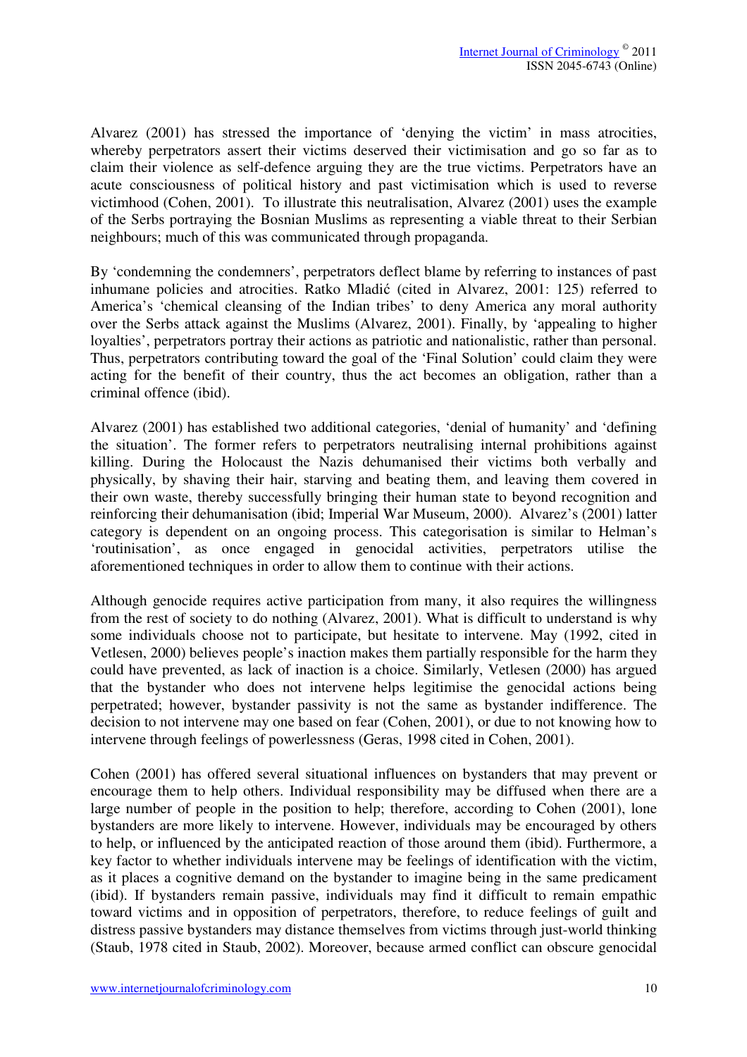Alvarez (2001) has stressed the importance of 'denying the victim' in mass atrocities, whereby perpetrators assert their victims deserved their victimisation and go so far as to claim their violence as self-defence arguing they are the true victims. Perpetrators have an acute consciousness of political history and past victimisation which is used to reverse victimhood (Cohen, 2001). To illustrate this neutralisation, Alvarez (2001) uses the example of the Serbs portraying the Bosnian Muslims as representing a viable threat to their Serbian neighbours; much of this was communicated through propaganda.

By 'condemning the condemners', perpetrators deflect blame by referring to instances of past inhumane policies and atrocities. Ratko Mladić (cited in Alvarez, 2001: 125) referred to America's 'chemical cleansing of the Indian tribes' to deny America any moral authority over the Serbs attack against the Muslims (Alvarez, 2001). Finally, by 'appealing to higher loyalties', perpetrators portray their actions as patriotic and nationalistic, rather than personal. Thus, perpetrators contributing toward the goal of the 'Final Solution' could claim they were acting for the benefit of their country, thus the act becomes an obligation, rather than a criminal offence (ibid).

Alvarez (2001) has established two additional categories, 'denial of humanity' and 'defining the situation'. The former refers to perpetrators neutralising internal prohibitions against killing. During the Holocaust the Nazis dehumanised their victims both verbally and physically, by shaving their hair, starving and beating them, and leaving them covered in their own waste, thereby successfully bringing their human state to beyond recognition and reinforcing their dehumanisation (ibid; Imperial War Museum, 2000). Alvarez's (2001) latter category is dependent on an ongoing process. This categorisation is similar to Helman's 'routinisation', as once engaged in genocidal activities, perpetrators utilise the aforementioned techniques in order to allow them to continue with their actions.

Although genocide requires active participation from many, it also requires the willingness from the rest of society to do nothing (Alvarez, 2001). What is difficult to understand is why some individuals choose not to participate, but hesitate to intervene. May (1992, cited in Vetlesen, 2000) believes people's inaction makes them partially responsible for the harm they could have prevented, as lack of inaction is a choice. Similarly, Vetlesen (2000) has argued that the bystander who does not intervene helps legitimise the genocidal actions being perpetrated; however, bystander passivity is not the same as bystander indifference. The decision to not intervene may one based on fear (Cohen, 2001), or due to not knowing how to intervene through feelings of powerlessness (Geras, 1998 cited in Cohen, 2001).

Cohen (2001) has offered several situational influences on bystanders that may prevent or encourage them to help others. Individual responsibility may be diffused when there are a large number of people in the position to help; therefore, according to Cohen (2001), lone bystanders are more likely to intervene. However, individuals may be encouraged by others to help, or influenced by the anticipated reaction of those around them (ibid). Furthermore, a key factor to whether individuals intervene may be feelings of identification with the victim, as it places a cognitive demand on the bystander to imagine being in the same predicament (ibid). If bystanders remain passive, individuals may find it difficult to remain empathic toward victims and in opposition of perpetrators, therefore, to reduce feelings of guilt and distress passive bystanders may distance themselves from victims through just-world thinking (Staub, 1978 cited in Staub, 2002). Moreover, because armed conflict can obscure genocidal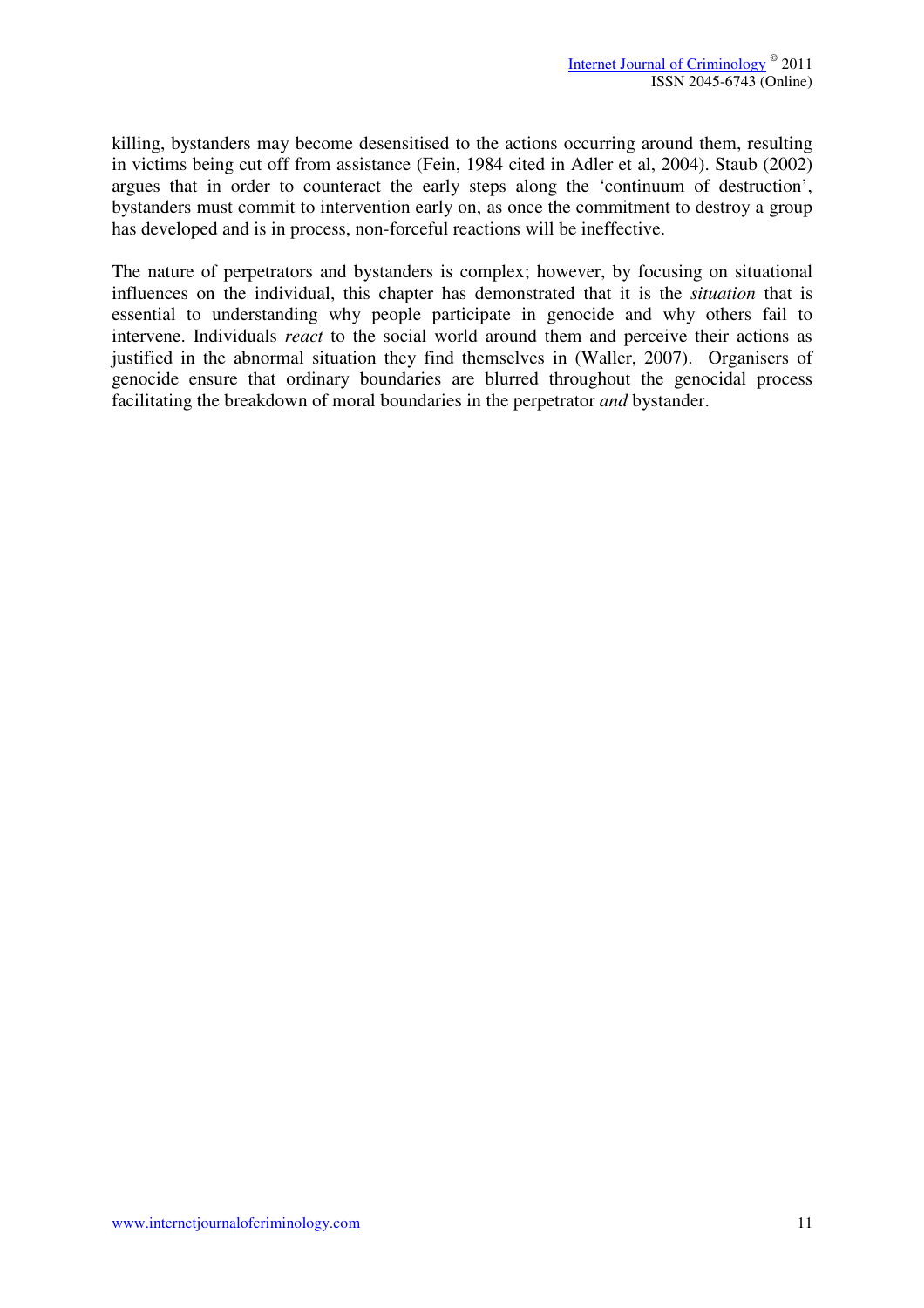killing, bystanders may become desensitised to the actions occurring around them, resulting in victims being cut off from assistance (Fein, 1984 cited in Adler et al, 2004). Staub (2002) argues that in order to counteract the early steps along the 'continuum of destruction', bystanders must commit to intervention early on, as once the commitment to destroy a group has developed and is in process, non-forceful reactions will be ineffective.

The nature of perpetrators and bystanders is complex; however, by focusing on situational influences on the individual, this chapter has demonstrated that it is the *situation* that is essential to understanding why people participate in genocide and why others fail to intervene. Individuals *react* to the social world around them and perceive their actions as justified in the abnormal situation they find themselves in (Waller, 2007). Organisers of genocide ensure that ordinary boundaries are blurred throughout the genocidal process facilitating the breakdown of moral boundaries in the perpetrator *and* bystander.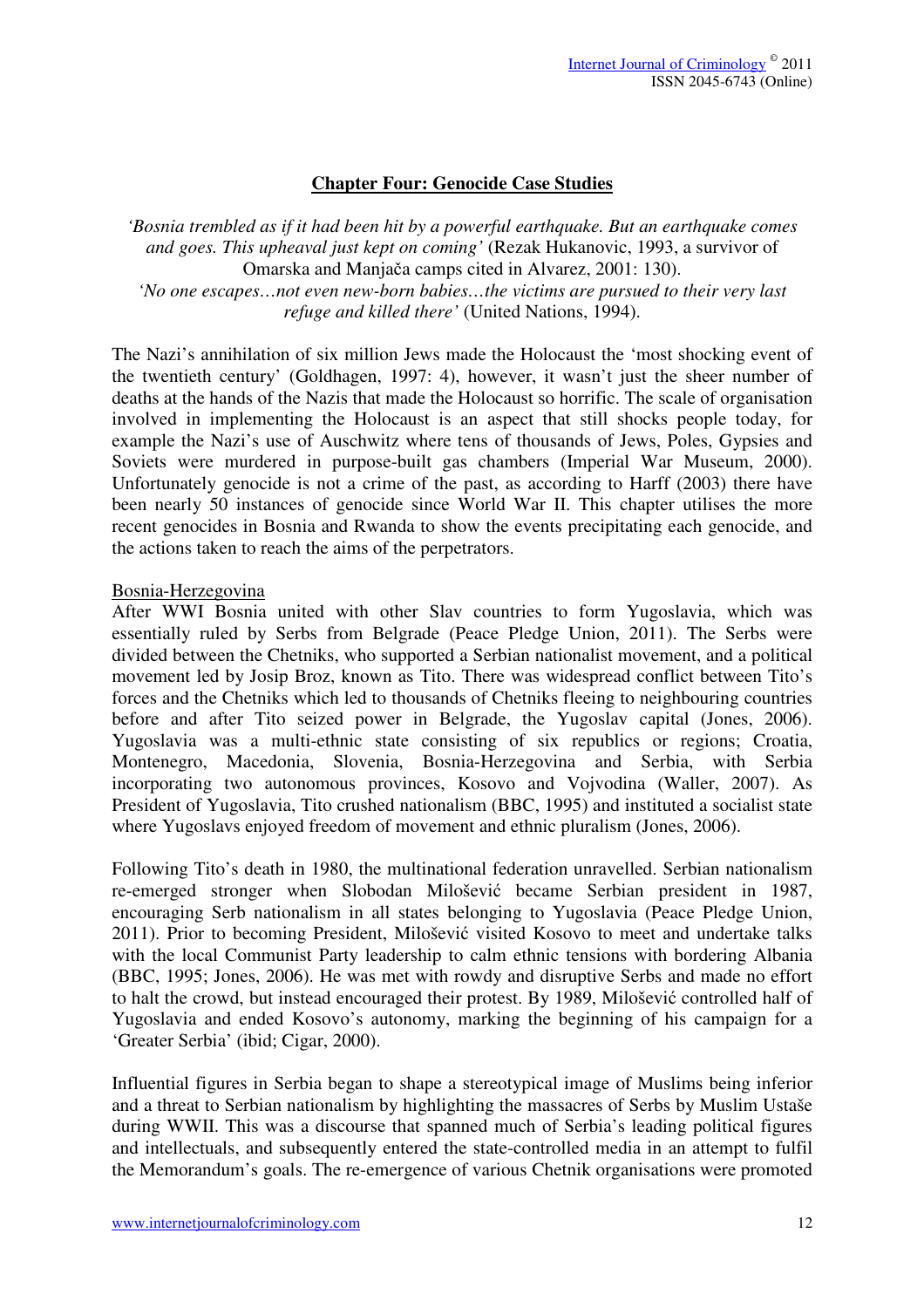## Chapter Four: Genocide Case Studies

*'Bosnia trembled as if it had been hit by a powerful earthquake. But an earthquake comes and goes. This upheaval just kept on coming'* (Rezak Hukanovic, 1993, a survivor of Omarska and Manjača camps cited in Alvarez, 2001: 130).

*'No one escapes…not even new-born babies…the victims are pursued to their very last refuge and killed there'* (United Nations, 1994).

The Nazi's annihilation of six million Jews made the Holocaust the 'most shocking event of the twentieth century' (Goldhagen, 1997: 4), however, it wasn't just the sheer number of deaths at the hands of the Nazis that made the Holocaust so horrific. The scale of organisation involved in implementing the Holocaust is an aspect that still shocks people today, for example the Nazi's use of Auschwitz where tens of thousands of Jews, Poles, Gypsies and Soviets were murdered in purpose-built gas chambers (Imperial War Museum, 2000). Unfortunately genocide is not a crime of the past, as according to Harff (2003) there have been nearly 50 instances of genocide since World War II. This chapter utilises the more recent genocides in Bosnia and Rwanda to show the events precipitating each genocide, and the actions taken to reach the aims of the perpetrators.

### Bosnia-Herzegovina

After WWI Bosnia united with other Slav countries to form Yugoslavia, which was essentially ruled by Serbs from Belgrade (Peace Pledge Union, 2011). The Serbs were divided between the Chetniks, who supported a Serbian nationalist movement, and a political movement led by Josip Broz, known as Tito. There was widespread conflict between Tito's forces and the Chetniks which led to thousands of Chetniks fleeing to neighbouring countries before and after Tito seized power in Belgrade, the Yugoslav capital (Jones, 2006). Yugoslavia was a multi-ethnic state consisting of six republics or regions; Croatia, Montenegro, Macedonia, Slovenia, Bosnia-Herzegovina and Serbia, with Serbia incorporating two autonomous provinces, Kosovo and Vojvodina (Waller, 2007). As President of Yugoslavia, Tito crushed nationalism (BBC, 1995) and instituted a socialist state where Yugoslavs enjoyed freedom of movement and ethnic pluralism (Jones, 2006).

Following Tito's death in 1980, the multinational federation unravelled. Serbian nationalism re-emerged stronger when Slobodan Milošević became Serbian president in 1987, encouraging Serb nationalism in all states belonging to Yugoslavia (Peace Pledge Union, 2011). Prior to becoming President, Milošević visited Kosovo to meet and undertake talks with the local Communist Party leadership to calm ethnic tensions with bordering Albania (BBC, 1995; Jones, 2006). He was met with rowdy and disruptive Serbs and made no effort to halt the crowd, but instead encouraged their protest. By 1989, Milošević controlled half of Yugoslavia and ended Kosovo's autonomy, marking the beginning of his campaign for a 'Greater Serbia' (ibid; Cigar, 2000).

Influential figures in Serbia began to shape a stereotypical image of Muslims being inferior and a threat to Serbian nationalism by highlighting the massacres of Serbs by Muslim Ustaše during WWII. This was a discourse that spanned much of Serbia's leading political figures and intellectuals, and subsequently entered the state-controlled media in an attempt to fulfil the Memorandum's goals. The re-emergence of various Chetnik organisations were promoted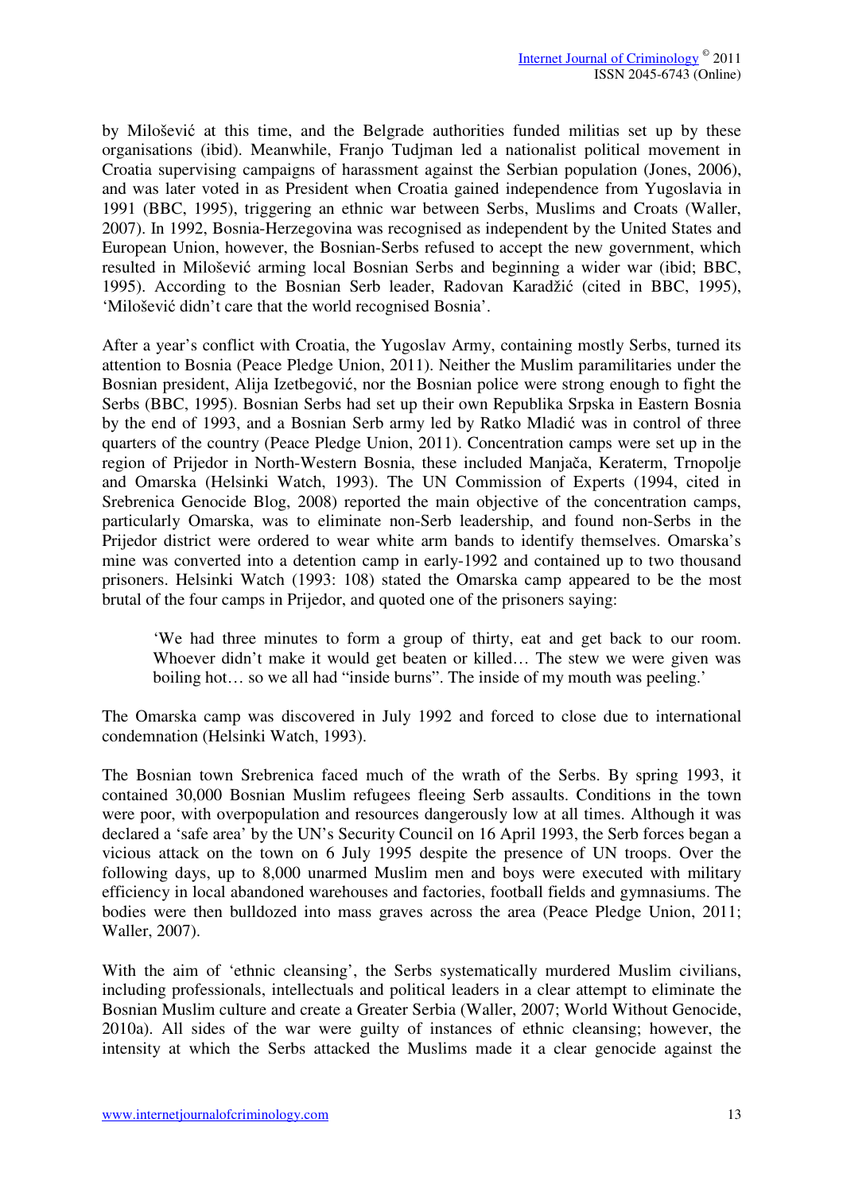by Milošević at this time, and the Belgrade authorities funded militias set up by these organisations (ibid). Meanwhile, Franjo Tudjman led a nationalist political movement in Croatia supervising campaigns of harassment against the Serbian population (Jones, 2006), and was later voted in as President when Croatia gained independence from Yugoslavia in 1991 (BBC, 1995), triggering an ethnic war between Serbs, Muslims and Croats (Waller, 2007). In 1992, Bosnia-Herzegovina was recognised as independent by the United States and European Union, however, the Bosnian-Serbs refused to accept the new government, which resulted in Milošević arming local Bosnian Serbs and beginning a wider war (ibid; BBC, 1995). According to the Bosnian Serb leader, Radovan Karadžić (cited in BBC, 1995), 'Milošević didn't care that the world recognised Bosnia'.

After a year's conflict with Croatia, the Yugoslav Army, containing mostly Serbs, turned its attention to Bosnia (Peace Pledge Union, 2011). Neither the Muslim paramilitaries under the Bosnian president, Alija Izetbegović, nor the Bosnian police were strong enough to fight the Serbs (BBC, 1995). Bosnian Serbs had set up their own Republika Srpska in Eastern Bosnia by the end of 1993, and a Bosnian Serb army led by Ratko Mladić was in control of three quarters of the country (Peace Pledge Union, 2011). Concentration camps were set up in the region of Prijedor in North-Western Bosnia, these included Manjača, Keraterm, Trnopolje and Omarska (Helsinki Watch, 1993). The UN Commission of Experts (1994, cited in Srebrenica Genocide Blog, 2008) reported the main objective of the concentration camps, particularly Omarska, was to eliminate non-Serb leadership, and found non-Serbs in the Prijedor district were ordered to wear white arm bands to identify themselves. Omarska's mine was converted into a detention camp in early-1992 and contained up to two thousand prisoners. Helsinki Watch (1993: 108) stated the Omarska camp appeared to be the most brutal of the four camps in Prijedor, and quoted one of the prisoners saying:

> 'We had three minutes to form a group of thirty, eat and get back to our room. Whoever didn't make it would get beaten or killed… The stew we were given was boiling hot… so we all had "inside burns". The inside of my mouth was peeling.'

The Omarska camp was discovered in July 1992 and forced to close due to international condemnation (Helsinki Watch, 1993).

The Bosnian town Srebrenica faced much of the wrath of the Serbs. By spring 1993, it contained 30,000 Bosnian Muslim refugees fleeing Serb assaults. Conditions in the town were poor, with overpopulation and resources dangerously low at all times. Although it was declared a 'safe area' by the UN's Security Council on 16 April 1993, the Serb forces began a vicious attack on the town on 6 July 1995 despite the presence of UN troops. Over the following days, up to 8,000 unarmed Muslim men and boys were executed with military efficiency in local abandoned warehouses and factories, football fields and gymnasiums. The bodies were then bulldozed into mass graves across the area (Peace Pledge Union, 2011; Waller, 2007).

With the aim of 'ethnic cleansing', the Serbs systematically murdered Muslim civilians, including professionals, intellectuals and political leaders in a clear attempt to eliminate the Bosnian Muslim culture and create a Greater Serbia (Waller, 2007; World Without Genocide, 2010a). All sides of the war were guilty of instances of ethnic cleansing; however, the intensity at which the Serbs attacked the Muslims made it a clear genocide against the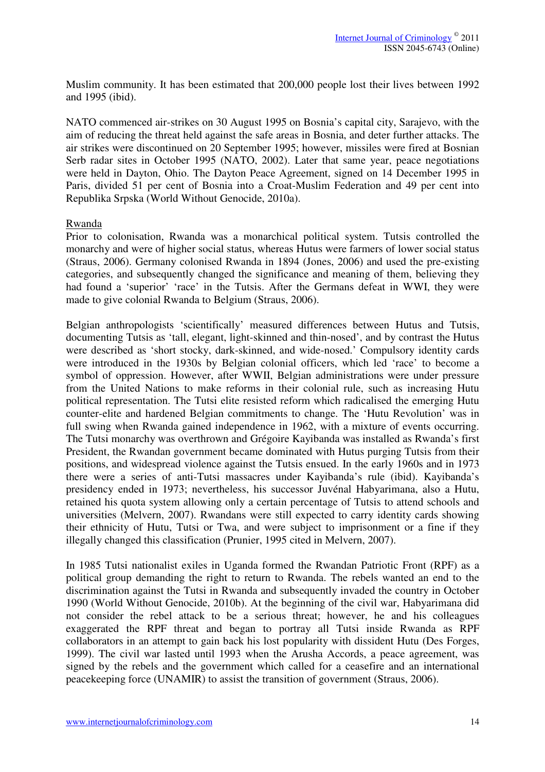Muslim community. It has been estimated that 200,000 people lost their lives between 1992 and 1995 (ibid).

NATO commenced air-strikes on 30 August 1995 on Bosnia's capital city, Sarajevo, with the aim of reducing the threat held against the safe areas in Bosnia, and deter further attacks. The air strikes were discontinued on 20 September 1995; however, missiles were fired at Bosnian Serb radar sites in October 1995 (NATO, 2002). Later that same year, peace negotiations were held in Dayton, Ohio. The Dayton Peace Agreement, signed on 14 December 1995 in Paris, divided 51 per cent of Bosnia into a Croat-Muslim Federation and 49 per cent into Republika Srpska (World Without Genocide, 2010a).

## Rwanda

Prior to colonisation, Rwanda was a monarchical political system. Tutsis controlled the monarchy and were of higher social status, whereas Hutus were farmers of lower social status (Straus, 2006). Germany colonised Rwanda in 1894 (Jones, 2006) and used the pre-existing categories, and subsequently changed the significance and meaning of them, believing they had found a 'superior' 'race' in the Tutsis. After the Germans defeat in WWI, they were made to give colonial Rwanda to Belgium (Straus, 2006).

Belgian anthropologists 'scientifically' measured differences between Hutus and Tutsis, documenting Tutsis as 'tall, elegant, light-skinned and thin-nosed', and by contrast the Hutus were described as 'short stocky, dark-skinned, and wide-nosed.' Compulsory identity cards were introduced in the 1930s by Belgian colonial officers, which led 'race' to become a symbol of oppression. However, after WWII, Belgian administrations were under pressure from the United Nations to make reforms in their colonial rule, such as increasing Hutu political representation. The Tutsi elite resisted reform which radicalised the emerging Hutu counter-elite and hardened Belgian commitments to change. The 'Hutu Revolution' was in full swing when Rwanda gained independence in 1962, with a mixture of events occurring. The Tutsi monarchy was overthrown and Grégoire Kayibanda was installed as Rwanda's first President, the Rwandan government became dominated with Hutus purging Tutsis from their positions, and widespread violence against the Tutsis ensued. In the early 1960s and in 1973 there were a series of anti-Tutsi massacres under Kayibanda's rule (ibid). Kayibanda's presidency ended in 1973; nevertheless, his successor Juvénal Habyarimana, also a Hutu, retained his quota system allowing only a certain percentage of Tutsis to attend schools and universities (Melvern, 2007). Rwandans were still expected to carry identity cards showing their ethnicity of Hutu, Tutsi or Twa, and were subject to imprisonment or a fine if they illegally changed this classification (Prunier, 1995 cited in Melvern, 2007).

In 1985 Tutsi nationalist exiles in Uganda formed the Rwandan Patriotic Front (RPF) as a political group demanding the right to return to Rwanda. The rebels wanted an end to the discrimination against the Tutsi in Rwanda and subsequently invaded the country in October 1990 (World Without Genocide, 2010b). At the beginning of the civil war, Habyarimana did not consider the rebel attack to be a serious threat; however, he and his colleagues exaggerated the RPF threat and began to portray all Tutsi inside Rwanda as RPF collaborators in an attempt to gain back his lost popularity with dissident Hutu (Des Forges, 1999). The civil war lasted until 1993 when the Arusha Accords, a peace agreement, was signed by the rebels and the government which called for a ceasefire and an international peacekeeping force (UNAMIR) to assist the transition of government (Straus, 2006).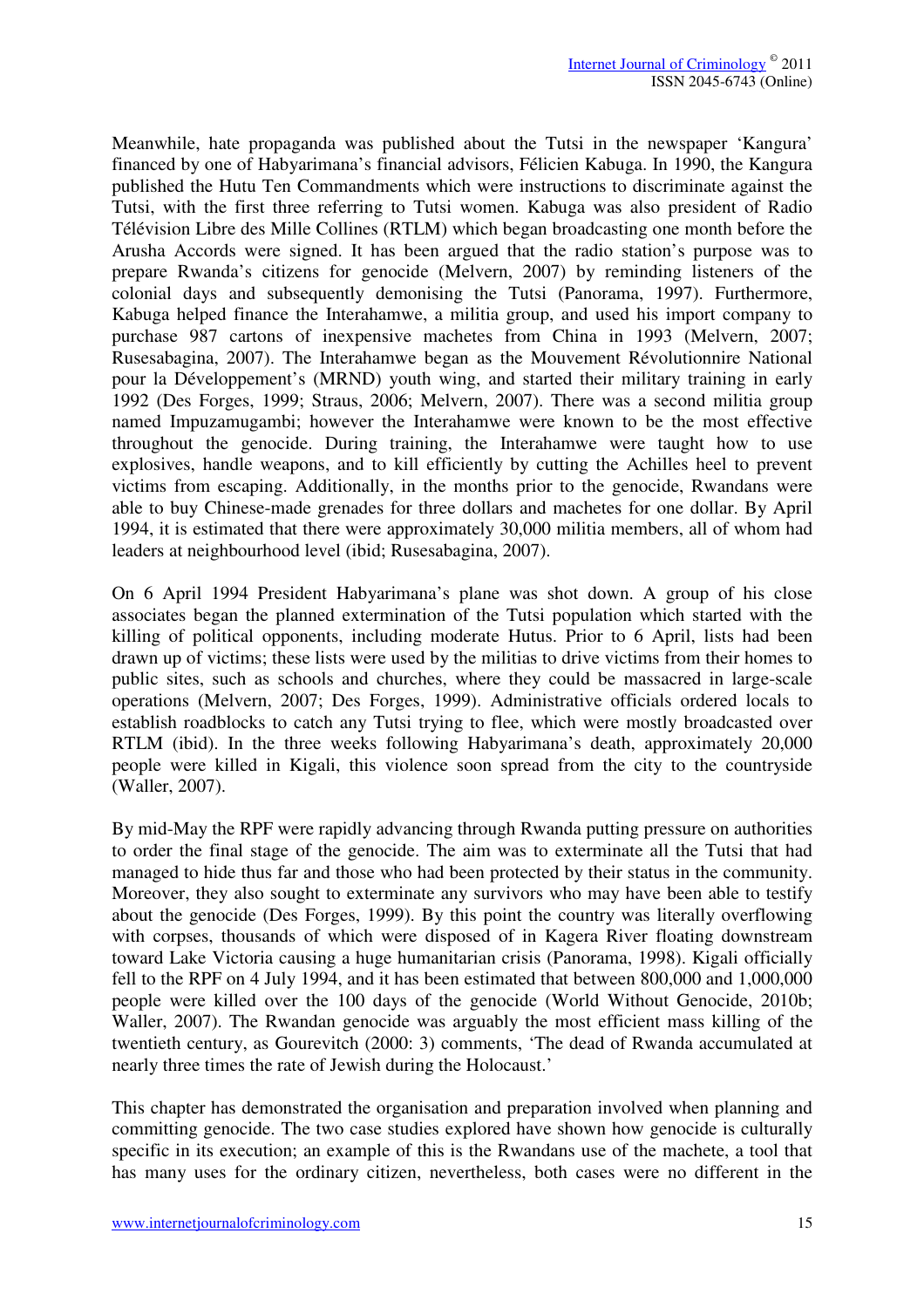Meanwhile, hate propaganda was published about the Tutsi in the newspaper 'Kangura' financed by one of Habyarimana's financial advisors, Félicien Kabuga. In 1990, the Kangura published the Hutu Ten Commandments which were instructions to discriminate against the Tutsi, with the first three referring to Tutsi women. Kabuga was also president of Radio Télévision Libre des Mille Collines (RTLM) which began broadcasting one month before the Arusha Accords were signed. It has been argued that the radio station's purpose was to prepare Rwanda's citizens for genocide (Melvern, 2007) by reminding listeners of the colonial days and subsequently demonising the Tutsi (Panorama, 1997). Furthermore, Kabuga helped finance the Interahamwe, a militia group, and used his import company to purchase 987 cartons of inexpensive machetes from China in 1993 (Melvern, 2007; Rusesabagina, 2007). The Interahamwe began as the Mouvement Révolutionnaire National pour la Développement's (MRND) youth wing, and started their military training in early 1992 (Des Forges, 1999; Straus, 2006; Melvern, 2007). There was a second militia group named Impuzamugambi; however the Interahamwe were known to be the most effective throughout the genocide. During training, the Interahamwe were taught how to use explosives, handle weapons, and to kill efficiently by cutting the Achilles heel to prevent victims from escaping. Additionally, in the months prior to the genocide, Rwandans were able to buy Chinese-made grenades for three dollars and machetes for one dollar. By April 1994, it is estimated that there were approximately 30,000 militia members, all of whom had leaders at neighbourhood level (ibid; Rusesabagina, 2007).

On 6 April 1994 President Habyarimana's plane was shot down. A group of his close associates began the planned extermination of the Tutsi population which started with the killing of political opponents, including moderate Hutus. Prior to 6 April, lists had been drawn up of victims; these lists were used by the militias to drive victims from their homes to public sites, such as schools and churches, where they could be massacred in large-scale operations (Melvern, 2007; Des Forges, 1999). Administrative officials ordered locals to establish roadblocks to catch any Tutsi trying to flee, which were mostly broadcasted over RTLM (ibid). In the three weeks following Habyarimana's death, approximately 20,000 people were killed in Kigali, this violence soon spread from the city to the countryside (Waller, 2007).

By mid-May the RPF were rapidly advancing through Rwanda putting pressure on authorities to order the final stage of the genocide. The aim was to exterminate all the Tutsi that had managed to hide thus far and those who had been protected by their status in the community. Moreover, they also sought to exterminate any survivors who may have been able to testify about the genocide (Des Forges, 1999). By this point the country was literally overflowing with corpses, thousands of which were disposed of in Kagera River floating downstream toward Lake Victoria causing a huge humanitarian crisis (Panorama, 1998). Kigali officially fell to the RPF on 4 July 1994, and it has been estimated that between 800,000 and 1,000,000 people were killed over the 100 days of the genocide (World Without Genocide, 2010b; Waller, 2007). The Rwandan genocide was arguably the most efficient mass killing of the twentieth century, as Gourevitch (2000: 3) comments, 'The dead of Rwanda accumulated at nearly three times the rate of Jewish during the Holocaust.'

This chapter has demonstrated the organisation and preparation involved when planning and committing genocide. The two case studies explored have shown how genocide is culturally specific in its execution; an example of this is the Rwandans use of the machete, a tool that has many uses for the ordinary citizen, nevertheless, both cases were no different in the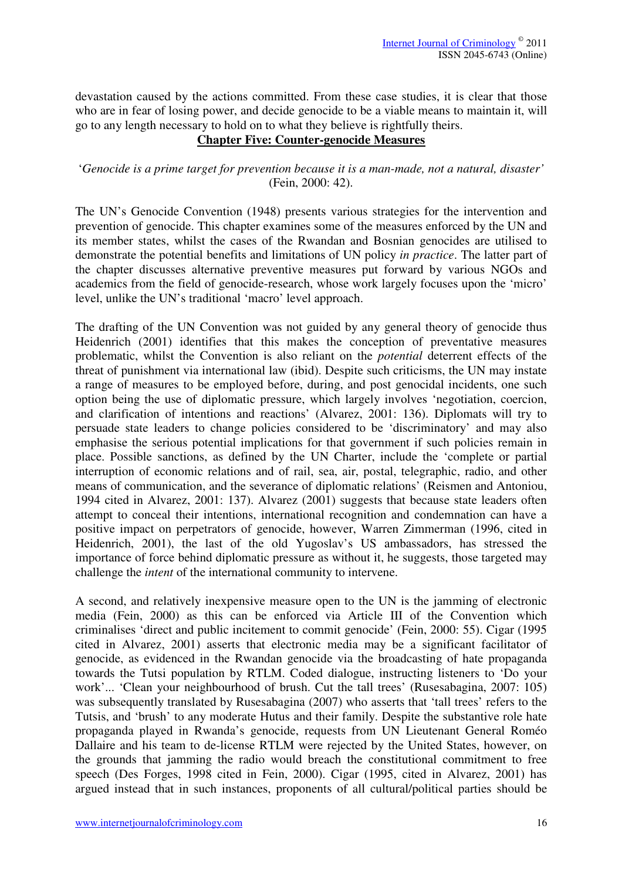devastation caused by the actions committed. From these case studies, it is clear that those who are in fear of losing power, and decide genocide to be a viable means to maintain it, will go to any length necessary to hold on to what they believe is rightfully theirs.

## Chapter Five: Counter-genocide Measures

'*Genocide is a prime target for prevention because it is a man-made, not a natural, disaster'* (Fein, 2000: 42).

The UN's Genocide Convention (1948) presents various strategies for the intervention and prevention of genocide. This chapter examines some of the measures enforced by the UN and its member states, whilst the cases of the Rwandan and Bosnian genocides are utilised to demonstrate the potential benefits and limitations of UN policy *in practice*. The latter part of the chapter discusses alternative preventive measures put forward by various NGOs and academics from the field of genocide-research, whose work largely focuses upon the 'micro' level, unlike the UN's traditional 'macro' level approach.

The drafting of the UN Convention was not guided by any general theory of genocide thus Heidenrich (2001) identifies that this makes the conception of preventative measures problematic, whilst the Convention is also reliant on the *potential* deterrent effects of the threat of punishment via international law (ibid). Despite such criticisms, the UN may instate a range of measures to be employed before, during, and post genocidal incidents, one such option being the use of diplomatic pressure, which largely involves 'negotiation, coercion, and clarification of intentions and reactions' (Alvarez, 2001: 136). Diplomats will try to persuade state leaders to change policies considered to be 'discriminatory' and may also emphasise the serious potential implications for that government if such policies remain in place. Possible sanctions, as defined by the UN Charter, include the 'complete or partial interruption of economic relations and of rail, sea, air, postal, telegraphic, radio, and other means of communication, and the severance of diplomatic relations' (Reismen and Antoniou, 1994 cited in Alvarez, 2001: 137). Alvarez (2001) suggests that because state leaders often attempt to conceal their intentions, international recognition and condemnation can have a positive impact on perpetrators of genocide, however, Warren Zimmerman (1996, cited in Heidenrich, 2001), the last of the old Yugoslav's US ambassadors, has stressed the importance of force behind diplomatic pressure as without it, he suggests, those targeted may challenge the *intent* of the international community to intervene.

A second, and relatively inexpensive measure open to the UN is the jamming of electronic media (Fein, 2000) as this can be enforced via Article III of the Convention which criminalises 'direct and public incitement to commit genocide' (Fein, 2000: 55). Cigar (1995 cited in Alvarez, 2001) asserts that electronic media may be a significant facilitator of genocide, as evidenced in the Rwandan genocide via the broadcasting of hate propaganda towards the Tutsi population by RTLM. Coded dialogue, instructing listeners to 'Do your work'... 'Clean your neighbourhood of brush. Cut the tall trees' (Rusesabagina, 2007: 105) was subsequently translated by Rusesabagina (2007) who asserts that 'tall trees' refers to the Tutsis, and 'brush' to any moderate Hutus and their family. Despite the substantive role hate propaganda played in Rwanda's genocide, requests from UN Lieutenant General Roméo Dallaire and his team to de-license RTLM were rejected by the United States, however, on the grounds that jamming the radio would breach the constitutional commitment to free speech (Des Forges, 1998 cited in Fein, 2000). Cigar (1995, cited in Alvarez, 2001) has argued instead that in such instances, proponents of all cultural/political parties should be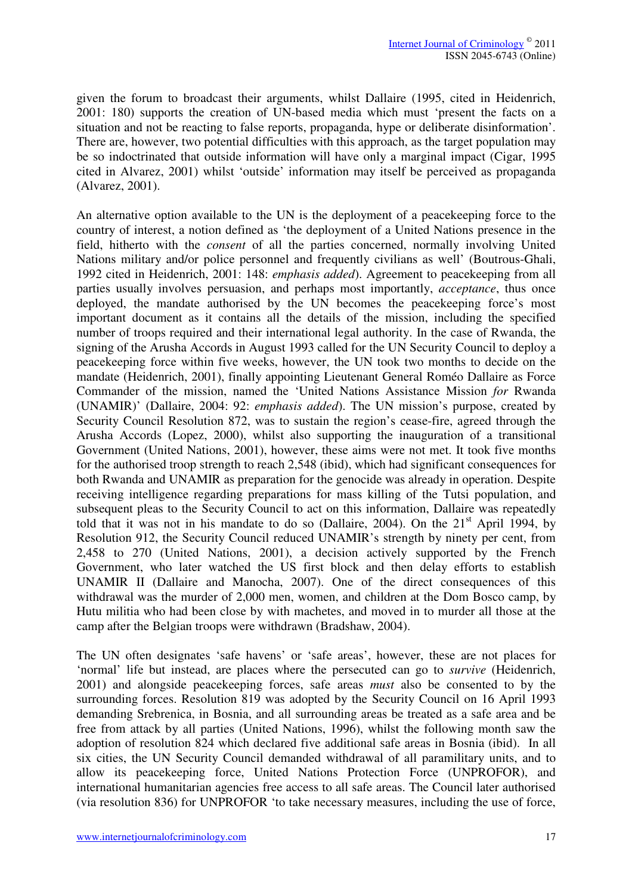given the forum to broadcast their arguments, whilst Dallaire (1995, cited in Heidenrich, 2001: 180) supports the creation of UN-based media which must 'present the facts on a situation and not be reacting to false reports, propaganda, hype or deliberate disinformation'. There are, however, two potential difficulties with this approach, as the target population may be so indoctrinated that outside information will have only a marginal impact (Cigar, 1995 cited in Alvarez, 2001) whilst 'outside' information may itself be perceived as propaganda (Alvarez, 2001).

An alternative option available to the UN is the deployment of a peacekeeping force to the country of interest, a notion defined as 'the deployment of a United Nations presence in the field, hitherto with the *consent* of all the parties concerned, normally involving United Nations military and/or police personnel and frequently civilians as well' (Boutrous-Ghali, 1992 cited in Heidenrich, 2001: 148: *emphasis added*). Agreement to peacekeeping from all parties usually involves persuasion, and perhaps most importantly, *acceptance*, thus once deployed, the mandate authorised by the UN becomes the peacekeeping force's most important document as it contains all the details of the mission, including the specified number of troops required and their international legal authority. In the case of Rwanda, the signing of the Arusha Accords in August 1993 called for the UN Security Council to deploy a peacekeeping force within five weeks, however, the UN took two months to decide on the mandate (Heidenrich, 2001), finally appointing Lieutenant General Roméo Dallaire as Force Commander of the mission, named the 'United Nations Assistance Mission *for* Rwanda (UNAMIR)' (Dallaire, 2004: 92: *emphasis added*). The UN mission's purpose, created by Security Council Resolution 872, was to sustain the region's cease-fire, agreed through the Arusha Accords (Lopez, 2000), whilst also supporting the inauguration of a transitional Government (United Nations, 2001), however, these aims were not met. It took five months for the authorised troop strength to reach 2,548 (ibid), which had significant consequences for both Rwanda and UNAMIR as preparation for the genocide was already in operation. Despite receiving intelligence regarding preparations for mass killing of the Tutsi population, and subsequent pleas to the Security Council to act on this information, Dallaire was repeatedly told that it was not in his mandate to do so (Dallaire, 2004). On the 21st April 1994, by Resolution 912, the Security Council reduced UNAMIR's strength by ninety per cent, from 2,458 to 270 (United Nations, 2001), a decision actively supported by the French Government, who later watched the US first block and then delay efforts to establish UNAMIR II (Dallaire and Manocha, 2007). One of the direct consequences of this withdrawal was the murder of 2,000 men, women, and children at the Dom Bosco camp, by Hutu militia who had been close by with machetes, and moved in to murder all those at the camp after the Belgian troops were withdrawn (Bradshaw, 2004).

The UN often designates 'safe havens' or 'safe areas', however, these are not places for 'normal' life but instead, are places where the persecuted can go to *survive* (Heidenrich, 2001) and alongside peacekeeping forces, safe areas *must* also be consented to by the surrounding forces. Resolution 819 was adopted by the Security Council on 16 April 1993 demanding Srebrenica, in Bosnia, and all surrounding areas be treated as a safe area and be free from attack by all parties (United Nations, 1996), whilst the following month saw the adoption of resolution 824 which declared five additional safe areas in Bosnia (ibid). In all six cities, the UN Security Council demanded withdrawal of all paramilitary units, and to allow its peacekeeping force, United Nations Protection Force (UNPROFOR), and international humanitarian agencies free access to all safe areas. The Council later authorised (via resolution 836) for UNPROFOR 'to take necessary measures, including the use of force,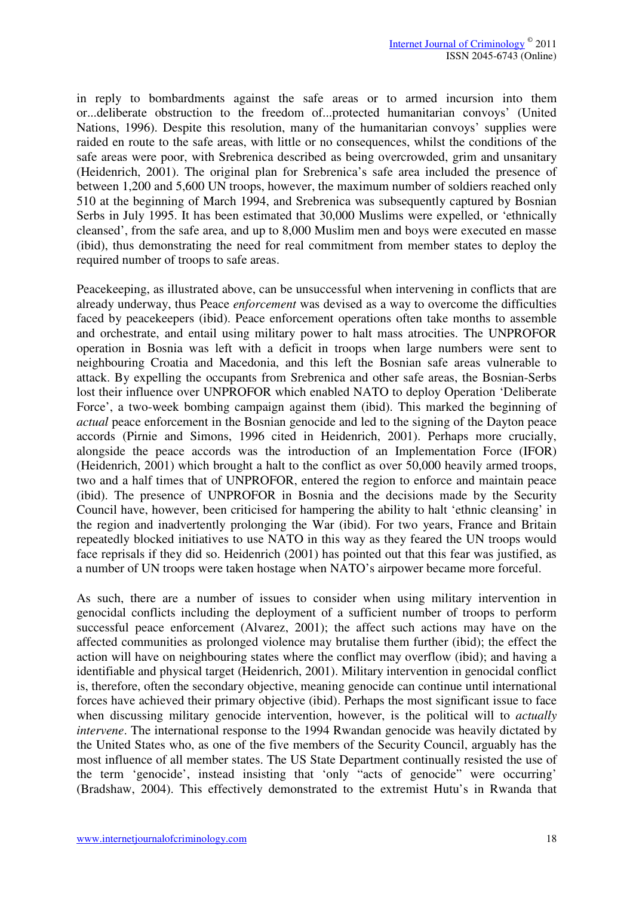in reply to bombardments against the safe areas or to armed incursion into them or...deliberate obstruction to the freedom of...protected humanitarian convoys' (United Nations, 1996). Despite this resolution, many of the humanitarian convoys' supplies were raided en route to the safe areas, with little or no consequences, whilst the conditions of the safe areas were poor, with Srebrenica described as being overcrowded, grim and unsanitary (Heidenrich, 2001). The original plan for Srebrenica's safe area included the presence of between 1,200 and 5,600 UN troops, however, the maximum number of soldiers reached only 510 at the beginning of March 1994, and Srebrenica was subsequently captured by Bosnian Serbs in July 1995. It has been estimated that 30,000 Muslims were expelled, or 'ethnically cleansed', from the safe area, and up to 8,000 Muslim men and boys were executed en masse (ibid), thus demonstrating the need for real commitment from member states to deploy the required number of troops to safe areas.

Peacekeeping, as illustrated above, can be unsuccessful when intervening in conflicts that are already underway, thus Peace *enforcement* was devised as a way to overcome the difficulties faced by peacekeepers (ibid). Peace enforcement operations often take months to assemble and orchestrate, and entail using military power to halt mass atrocities. The UNPROFOR operation in Bosnia was left with a deficit in troops when large numbers were sent to neighbouring Croatia and Macedonia, and this left the Bosnian safe areas vulnerable to attack. By expelling the occupants from Srebrenica and other safe areas, the Bosnian-Serbs lost their influence over UNPROFOR which enabled NATO to deploy Operation 'Deliberate Force', a two-week bombing campaign against them (ibid). This marked the beginning of *actual* peace enforcement in the Bosnian genocide and led to the signing of the Dayton peace accords (Pirnie and Simons, 1996 cited in Heidenrich, 2001). Perhaps more crucially, alongside the peace accords was the introduction of an Implementation Force (IFOR) (Heidenrich, 2001) which brought a halt to the conflict as over 50,000 heavily armed troops, two and a half times that of UNPROFOR, entered the region to enforce and maintain peace (ibid). The presence of UNPROFOR in Bosnia and the decisions made by the Security Council have, however, been criticised for hampering the ability to halt 'ethnic cleansing' in the region and inadvertently prolonging the War (ibid). For two years, France and Britain repeatedly blocked initiatives to use NATO in this way as they feared the UN troops would face reprisals if they did so. Heidenrich (2001) has pointed out that this fear was justified, as a number of UN troops were taken hostage when NATO's airpower became more forceful.

As such, there are a number of issues to consider when using military intervention in genocidal conflicts including the deployment of a sufficient number of troops to perform successful peace enforcement (Alvarez, 2001); the affect such actions may have on the affected communities as prolonged violence may brutalise them further (ibid); the effect the action will have on neighbouring states where the conflict may overflow (ibid); and having a identifiable and physical target (Heidenrich, 2001). Military intervention in genocidal conflict is, therefore, often the secondary objective, meaning genocide can continue until international forces have achieved their primary objective (ibid). Perhaps the most significant issue to face when discussing military genocide intervention, however, is the political will to *actually intervene*. The international response to the 1994 Rwandan genocide was heavily dictated by the United States who, as one of the five members of the Security Council, arguably has the most influence of all member states. The US State Department continually resisted the use of the term 'genocide', instead insisting that 'only "acts of genocide" were occurring' (Bradshaw, 2004). This effectively demonstrated to the extremist Hutu's in Rwanda that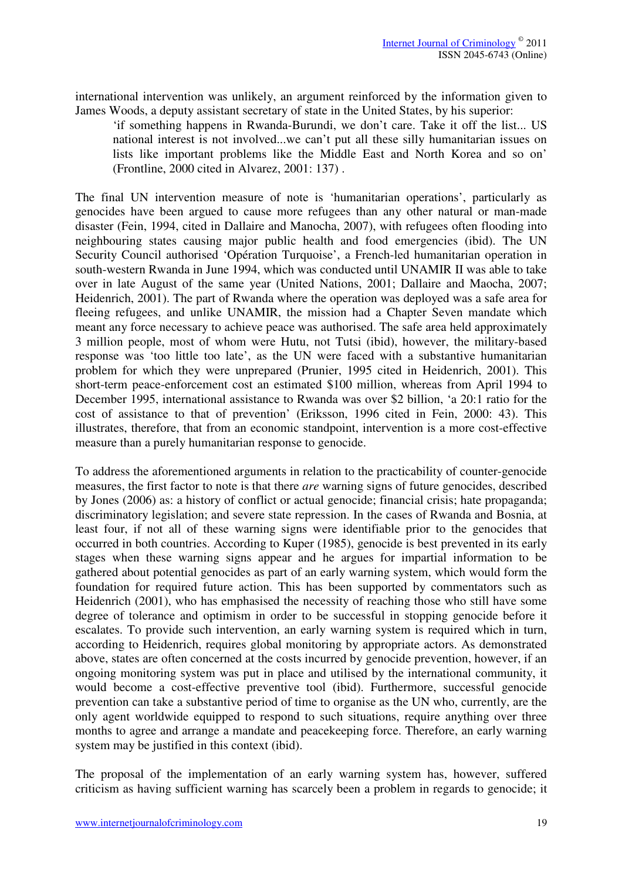international intervention was unlikely, an argument reinforced by the information given to James Woods, a deputy assistant secretary of state in the United States, by his superior:

> 'if something happens in Rwanda-Burundi, we don't care. Take it off the list... US national interest is not involved...we can't put all these silly humanitarian issues on lists like important problems like the Middle East and North Korea and so on' (Frontline, 2000 cited in Alvarez, 2001: 137) .

The final UN intervention measure of note is 'humanitarian operations', particularly as genocides have been argued to cause more refugees than any other natural or man-made disaster (Fein, 1994, cited in Dallaire and Manocha, 2007), with refugees often flooding into neighbouring states causing major public health and food emergencies (ibid). The UN Security Council authorised 'Opération Turquoise', a French-led humanitarian operation in south-western Rwanda in June 1994, which was conducted until UNAMIR II was able to take over in late August of the same year (United Nations, 2001; Dallaire and Maocha, 2007; Heidenrich, 2001). The part of Rwanda where the operation was deployed was a safe area for fleeing refugees, and unlike UNAMIR, the mission had a Chapter Seven mandate which meant any force necessary to achieve peace was authorised. The safe area held approximately 3 million people, most of whom were Hutu, not Tutsi (ibid), however, the military-based response was 'too little too late', as the UN were faced with a substantive humanitarian problem for which they were unprepared (Prunier, 1995 cited in Heidenrich, 2001). This short-term peace-enforcement cost an estimated $100 million, whereas from April 1994 to December 1995, international assistance to Rwanda was over $2 billion, 'a 20:1 ratio for the cost of assistance to that of prevention' (Eriksson, 1996 cited in Fein, 2000: 43). This illustrates, therefore, that from an economic standpoint, intervention is a more cost-effective measure than a purely humanitarian response to genocide.

To address the aforementioned arguments in relation to the practicability of counter-genocide measures, the first factor to note is that there *are* warning signs of future genocides, described by Jones (2006) as: a history of conflict or actual genocide; financial crisis; hate propaganda; discriminatory legislation; and severe state repression. In the cases of Rwanda and Bosnia, at least four, if not all of these warning signs were identifiable prior to the genocides that occurred in both countries. According to Kuper (1985), genocide is best prevented in its early stages when these warning signs appear and he argues for impartial information to be gathered about potential genocides as part of an early warning system, which would form the foundation for required future action. This has been supported by commentators such as Heidenrich (2001), who has emphasised the necessity of reaching those who still have some degree of tolerance and optimism in order to be successful in stopping genocide before it escalates. To provide such intervention, an early warning system is required which in turn, according to Heidenrich, requires global monitoring by appropriate actors. As demonstrated above, states are often concerned at the costs incurred by genocide prevention, however, if an ongoing monitoring system was put in place and utilised by the international community, it would become a cost-effective preventive tool (ibid). Furthermore, successful genocide prevention can take a substantive period of time to organise as the UN who, currently, are the only agent worldwide equipped to respond to such situations, require anything over three months to agree and arrange a mandate and peacekeeping force. Therefore, an early warning system may be justified in this context (ibid).

The proposal of the implementation of an early warning system has, however, suffered criticism as having sufficient warning has scarcely been a problem in regards to genocide; it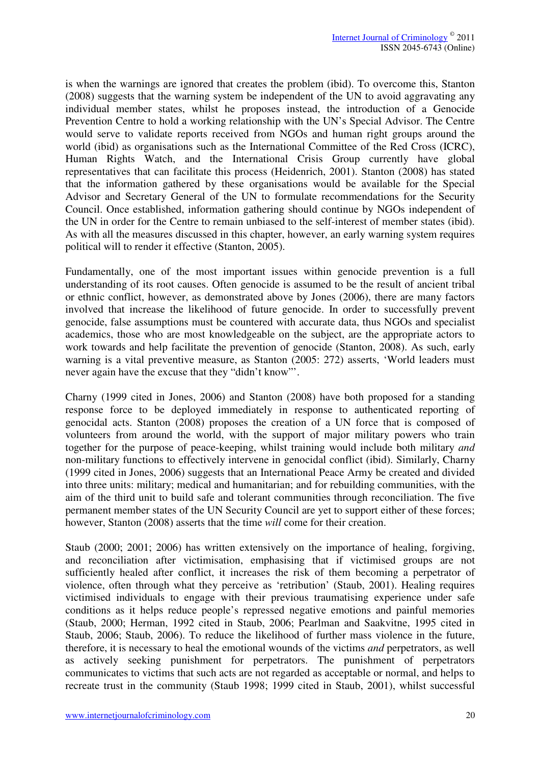is when the warnings are ignored that creates the problem (ibid). To overcome this, Stanton (2008) suggests that the warning system be independent of the UN to avoid aggravating any individual member states, whilst he proposes instead, the introduction of a Genocide Prevention Centre to hold a working relationship with the UN's Special Advisor. The Centre would serve to validate reports received from NGOs and human right groups around the world (ibid) as organisations such as the International Committee of the Red Cross (ICRC), Human Rights Watch, and the International Crisis Group currently have global representatives that can facilitate this process (Heidenrich, 2001). Stanton (2008) has stated that the information gathered by these organisations would be available for the Special Advisor and Secretary General of the UN to formulate recommendations for the Security Council. Once established, information gathering should continue by NGOs independent of the UN in order for the Centre to remain unbiased to the self-interest of member states (ibid). As with all the measures discussed in this chapter, however, an early warning system requires political will to render it effective (Stanton, 2005).

Fundamentally, one of the most important issues within genocide prevention is a full understanding of its root causes. Often genocide is assumed to be the result of ancient tribal or ethnic conflict, however, as demonstrated above by Jones (2006), there are many factors involved that increase the likelihood of future genocide. In order to successfully prevent genocide, false assumptions must be countered with accurate data, thus NGOs and specialist academics, those who are most knowledgeable on the subject, are the appropriate actors to work towards and help facilitate the prevention of genocide (Stanton, 2008). As such, early warning is a vital preventive measure, as Stanton (2005: 272) asserts, 'World leaders must never again have the excuse that they "didn't know"'.

Charny (1999 cited in Jones, 2006) and Stanton (2008) have both proposed for a standing response force to be deployed immediately in response to authenticated reporting of genocidal acts. Stanton (2008) proposes the creation of a UN force that is composed of volunteers from around the world, with the support of major military powers who train together for the purpose of peace-keeping, whilst training would include both military *and* non-military functions to effectively intervene in genocidal conflict (ibid). Similarly, Charny (1999 cited in Jones, 2006) suggests that an International Peace Army be created and divided into three units: military; medical and humanitarian; and for rebuilding communities, with the aim of the third unit to build safe and tolerant communities through reconciliation. The five permanent member states of the UN Security Council are yet to support either of these forces; however, Stanton (2008) asserts that the time *will* come for their creation.

Staub (2000; 2001; 2006) has written extensively on the importance of healing, forgiving, and reconciliation after victimisation, emphasising that if victimised groups are not sufficiently healed after conflict, it increases the risk of them becoming a perpetrator of violence, often through what they perceive as 'retribution' (Staub, 2001). Healing requires victimised individuals to engage with their previous traumatising experience under safe conditions as it helps reduce people's repressed negative emotions and painful memories (Staub, 2000; Herman, 1992 cited in Staub, 2006; Pearlman and Saakvitne, 1995 cited in Staub, 2006; Staub, 2006). To reduce the likelihood of further mass violence in the future, therefore, it is necessary to heal the emotional wounds of the victims *and* perpetrators, as well as actively seeking punishment for perpetrators. The punishment of perpetrators communicates to victims that such acts are not regarded as acceptable or normal, and helps to recreate trust in the community (Staub 1998; 1999 cited in Staub, 2001), whilst successful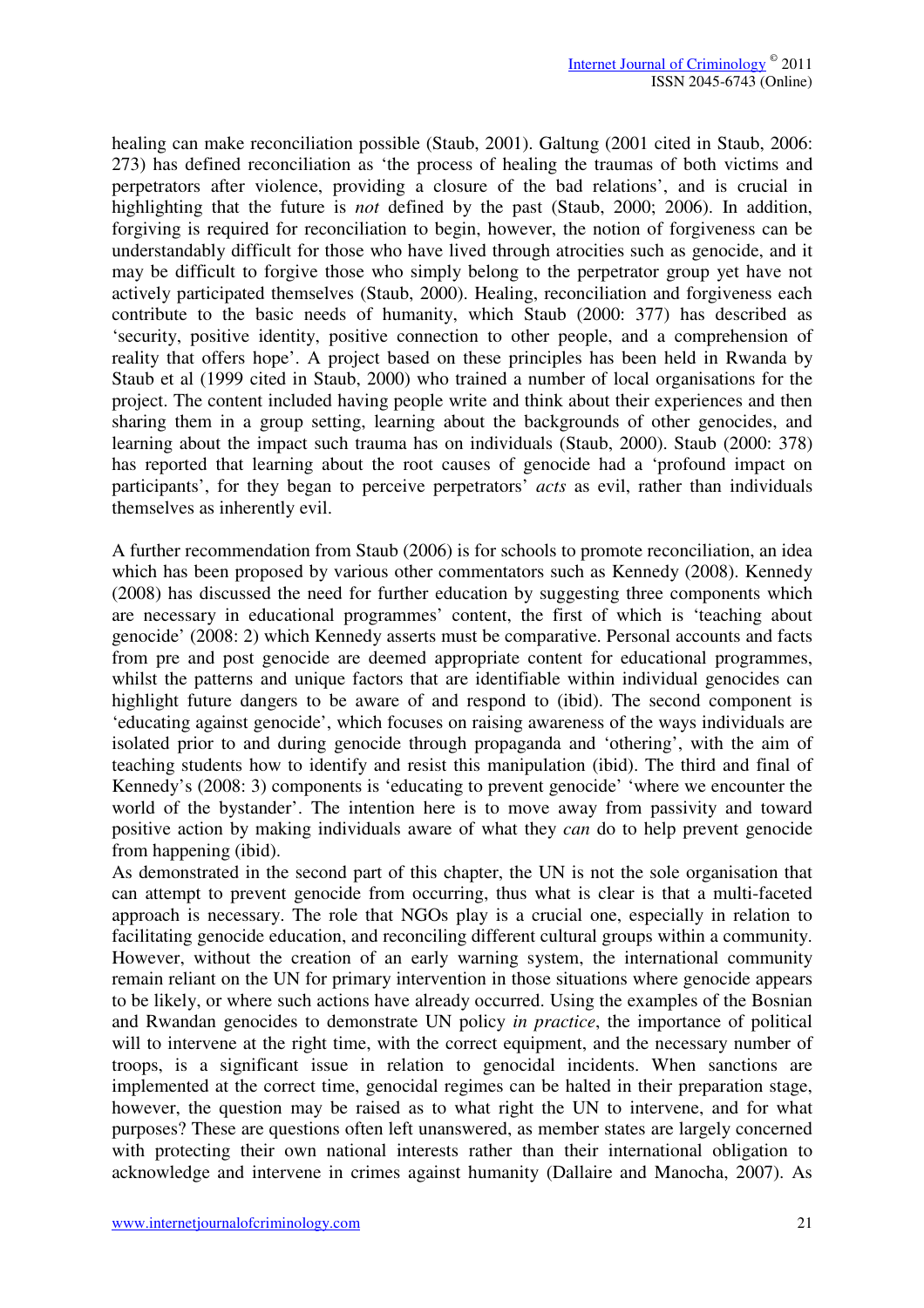healing can make reconciliation possible (Staub, 2001). Galtung (2001 cited in Staub, 2006: 273) has defined reconciliation as 'the process of healing the traumas of both victims and perpetrators after violence, providing a closure of the bad relations', and is crucial in highlighting that the future is *not* defined by the past (Staub, 2000; 2006). In addition, forgiving is required for reconciliation to begin, however, the notion of forgiveness can be understandably difficult for those who have lived through atrocities such as genocide, and it may be difficult to forgive those who simply belong to the perpetrator group yet have not actively participated themselves (Staub, 2000). Healing, reconciliation and forgiveness each contribute to the basic needs of humanity, which Staub (2000: 377) has described as 'security, positive identity, positive connection to other people, and a comprehension of reality that offers hope'. A project based on these principles has been held in Rwanda by Staub et al (1999 cited in Staub, 2000) who trained a number of local organisations for the project. The content included having people write and think about their experiences and then sharing them in a group setting, learning about the backgrounds of other genocides, and learning about the impact such trauma has on individuals (Staub, 2000). Staub (2000: 378) has reported that learning about the root causes of genocide had a 'profound impact on participants', for they began to perceive perpetrators' *acts* as evil, rather than individuals themselves as inherently evil.

A further recommendation from Staub (2006) is for schools to promote reconciliation, an idea which has been proposed by various other commentators such as Kennedy (2008). Kennedy (2008) has discussed the need for further education by suggesting three components which are necessary in educational programmes' content, the first of which is 'teaching about genocide' (2008: 2) which Kennedy asserts must be comparative. Personal accounts and facts from pre and post genocide are deemed appropriate content for educational programmes, whilst the patterns and unique factors that are identifiable within individual genocides can highlight future dangers to be aware of and respond to (ibid). The second component is 'educating against genocide', which focuses on raising awareness of the ways individuals are isolated prior to and during genocide through propaganda and 'othering', with the aim of teaching students how to identify and resist this manipulation (ibid). The third and final of Kennedy's (2008: 3) components is 'educating to prevent genocide' 'where we encounter the world of the bystander'. The intention here is to move away from passivity and toward positive action by making individuals aware of what they *can* do to help prevent genocide from happening (ibid).

As demonstrated in the second part of this chapter, the UN is not the sole organisation that can attempt to prevent genocide from occurring, thus what is clear is that a multi-faceted approach is necessary. The role that NGOs play is a crucial one, especially in relation to facilitating genocide education, and reconciling different cultural groups within a community. However, without the creation of an early warning system, the international community remain reliant on the UN for primary intervention in those situations where genocide appears to be likely, or where such actions have already occurred. Using the examples of the Bosnian and Rwandan genocides to demonstrate UN policy *in practice*, the importance of political will to intervene at the right time, with the correct equipment, and the necessary number of troops, is a significant issue in relation to genocidal incidents. When sanctions are implemented at the correct time, genocidal regimes can be halted in their preparation stage, however, the question may be raised as to what right the UN to intervene, and for what purposes? These are questions often left unanswered, as member states are largely concerned with protecting their own national interests rather than their international obligation to acknowledge and intervene in crimes against humanity (Dallaire and Manocha, 2007). As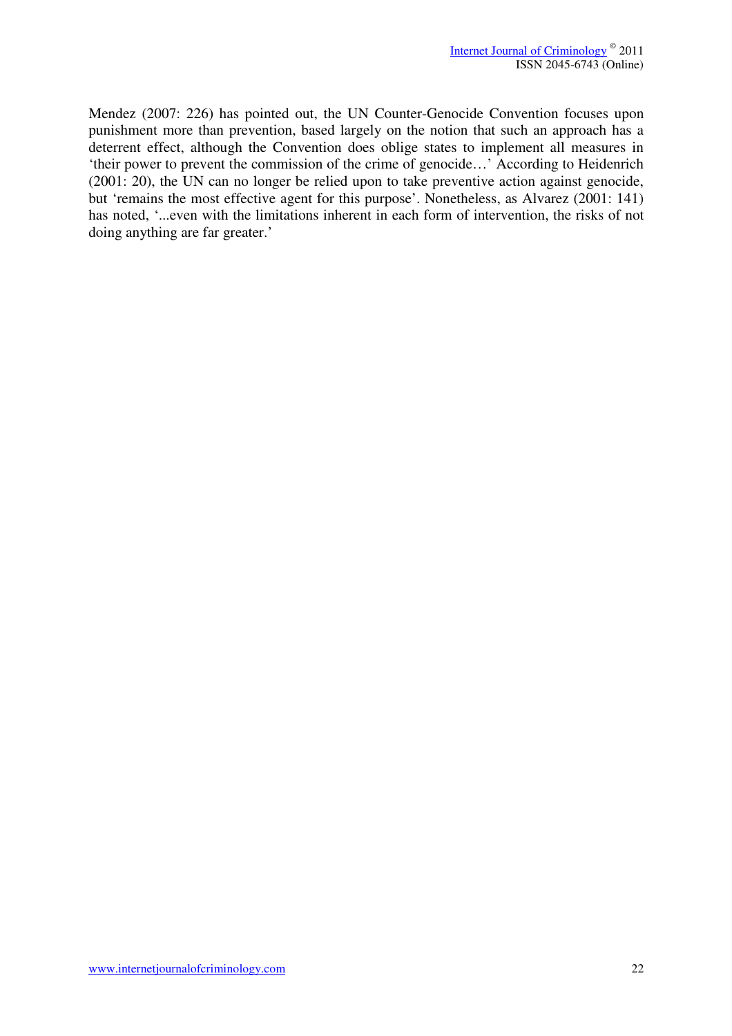Mendez (2007: 226) has pointed out, the UN Counter-Genocide Convention focuses upon punishment more than prevention, based largely on the notion that such an approach has a deterrent effect, although the Convention does oblige states to implement all measures in 'their power to prevent the commission of the crime of genocide…' According to Heidenrich (2001: 20), the UN can no longer be relied upon to take preventive action against genocide, but 'remains the most effective agent for this purpose'. Nonetheless, as Alvarez (2001: 141) has noted, '...even with the limitations inherent in each form of intervention, the risks of not doing anything are far greater.'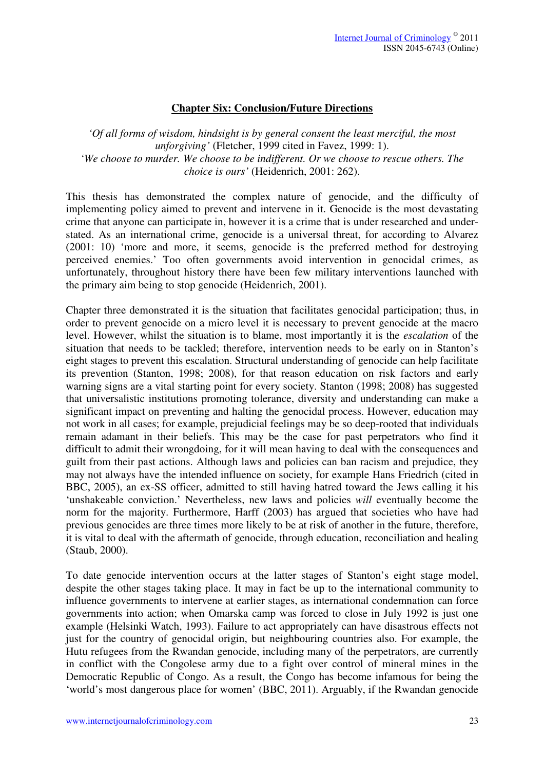## Chapter Six: Conclusion/Future Directions

*'Of all forms of wisdom, hindsight is by general consent the least merciful, the most unforgiving'* (Fletcher, 1999 cited in Favez, 1999: 1).
*'We choose to murder. We choose to be indifferent. Or we choose to rescue others. The choice is ours'* (Heidenrich, 2001: 262).

This thesis has demonstrated the complex nature of genocide, and the difficulty of implementing policy aimed to prevent and intervene in it. Genocide is the most devastating crime that anyone can participate in, however it is a crime that is under researched and under-stated. As an international crime, genocide is a universal threat, for according to Alvarez (2001: 10) 'more and more, it seems, genocide is the preferred method for destroying perceived enemies.' Too often governments avoid intervention in genocidal crimes, as unfortunately, throughout history there have been few military interventions launched with the primary aim being to stop genocide (Heidenrich, 2001).

Chapter three demonstrated it is the situation that facilitates genocidal participation; thus, in order to prevent genocide on a micro level it is necessary to prevent genocide at the macro level. However, whilst the situation is to blame, most importantly it is the *escalation* of the situation that needs to be tackled; therefore, intervention needs to be early on in Stanton's eight stages to prevent this escalation. Structural understanding of genocide can help facilitate its prevention (Stanton, 1998; 2008), for that reason education on risk factors and early warning signs are a vital starting point for every society. Stanton (1998; 2008) has suggested that universalistic institutions promoting tolerance, diversity and understanding can make a significant impact on preventing and halting the genocidal process. However, education may not work in all cases; for example, prejudicial feelings may be so deep-rooted that individuals remain adamant in their beliefs. This may be the case for past perpetrators who find it difficult to admit their wrongdoing, for it will mean having to deal with the consequences and guilt from their past actions. Although laws and policies can ban racism and prejudice, they may not always have the intended influence on society, for example Hans Friedrich (cited in BBC, 2005), an ex-SS officer, admitted to still having hatred toward the Jews calling it his 'unshakeable conviction.' Nevertheless, new laws and policies *will* eventually become the norm for the majority. Furthermore, Harff (2003) has argued that societies who have had previous genocides are three times more likely to be at risk of another in the future, therefore, it is vital to deal with the aftermath of genocide, through education, reconciliation and healing (Staub, 2000).

To date genocide intervention occurs at the latter stages of Stanton's eight stage model, despite the other stages taking place. It may in fact be up to the international community to influence governments to intervene at earlier stages, as international condemnation can force governments into action; when Omarska camp was forced to close in July 1992 is just one example (Helsinki Watch, 1993). Failure to act appropriately can have disastrous effects not just for the country of genocidal origin, but neighbouring countries also. For example, the Hutu refugees from the Rwandan genocide, including many of the perpetrators, are currently in conflict with the Congolese army due to a fight over control of mineral mines in the Democratic Republic of Congo. As a result, the Congo has become infamous for being the 'world's most dangerous place for women' (BBC, 2011). Arguably, if the Rwandan genocide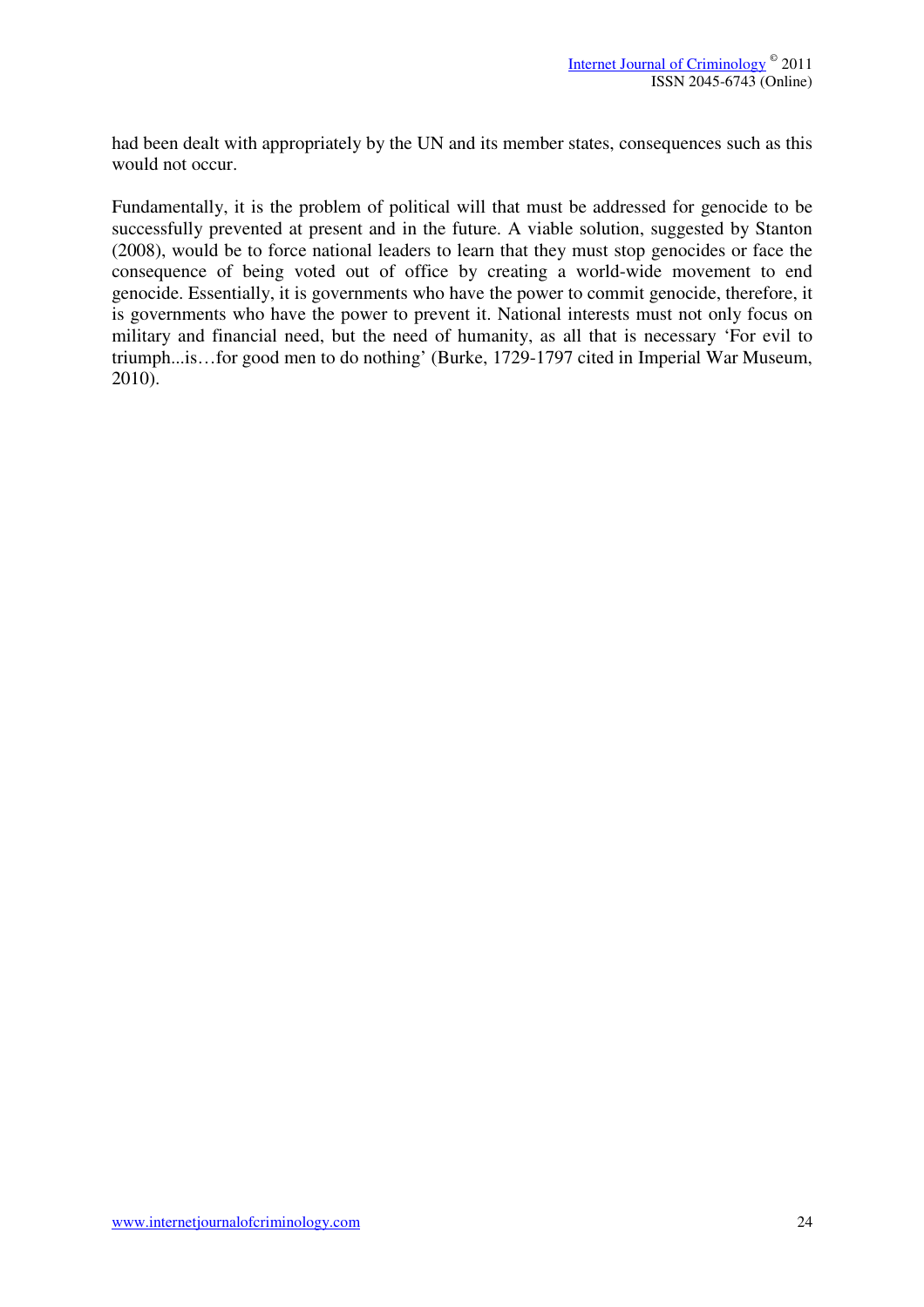had been dealt with appropriately by the UN and its member states, consequences such as this would not occur.

Fundamentally, it is the problem of political will that must be addressed for genocide to be successfully prevented at present and in the future. A viable solution, suggested by Stanton (2008), would be to force national leaders to learn that they must stop genocides or face the consequence of being voted out of office by creating a world-wide movement to end genocide. Essentially, it is governments who have the power to commit genocide, therefore, it is governments who have the power to prevent it. National interests must not only focus on military and financial need, but the need of humanity, as all that is necessary 'For evil to triumph...is…for good men to do nothing' (Burke, 1729-1797 cited in Imperial War Museum, 2010).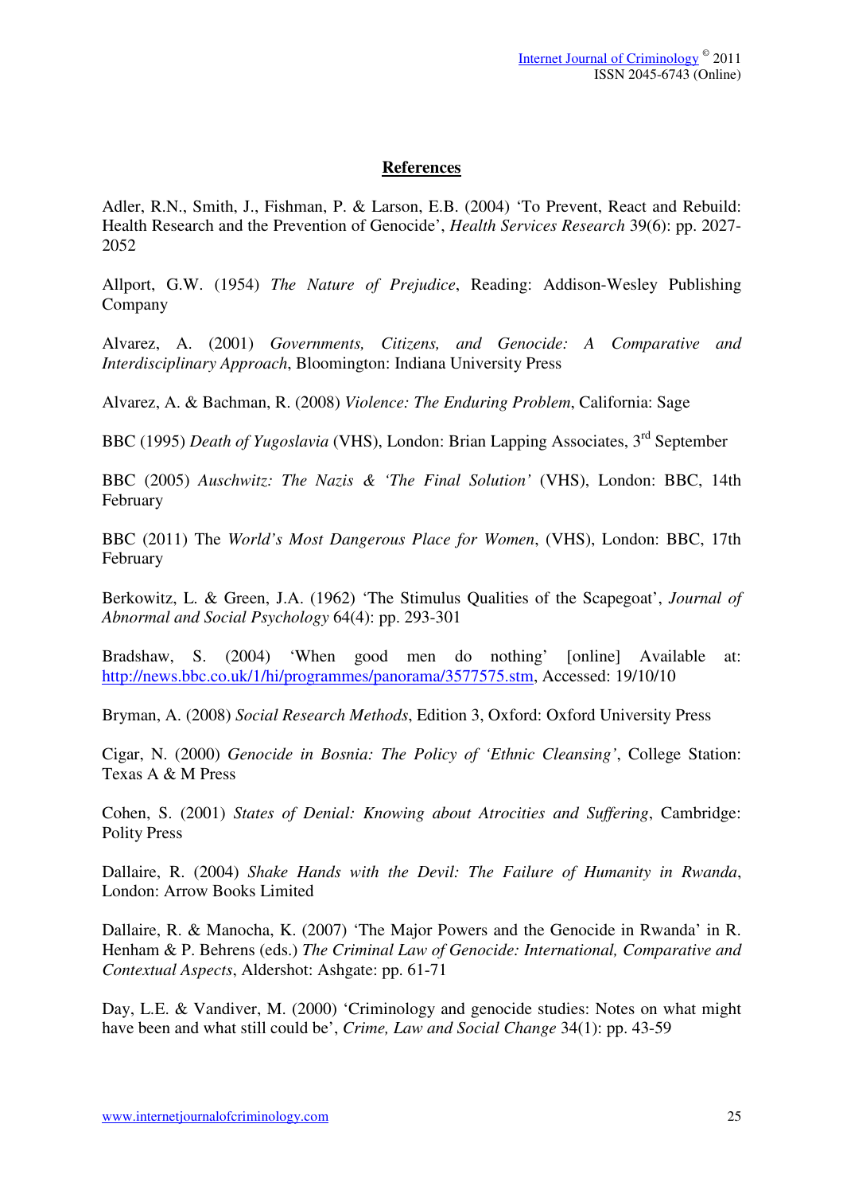**References**

Adler, R.N., Smith, J., Fishman, P. & Larson, E.B. (2004) 'To Prevent, React and Rebuild: Health Research and the Prevention of Genocide', *Health Services Research* 39(6): pp. 2027-2052

Allport, G.W. (1954) *The Nature of Prejudice*, Reading: Addison-Wesley Publishing Company

Alvarez, A. (2001) *Governments, Citizens, and Genocide: A Comparative and Interdisciplinary Approach*, Bloomington: Indiana University Press

Alvarez, A. & Bachman, R. (2008) *Violence: The Enduring Problem*, California: Sage

BBC (1995) *Death of Yugoslavia* (VHS), London: Brian Lapping Associates, 3rd September

BBC (2005) *Auschwitz: The Nazis & 'The Final Solution'* (VHS), London: BBC, 14th February

BBC (2011) The *World's Most Dangerous Place for Women*, (VHS), London: BBC, 17th February

Berkowitz, L. & Green, J.A. (1962) 'The Stimulus Qualities of the Scapegoat', *Journal of Abnormal and Social Psychology* 64(4): pp. 293-301

Bradshaw, S. (2004) 'When good men do nothing' [online] Available at: http://news.bbc.co.uk/1/hi/programmes/panorama/3577575.stm, Accessed: 19/10/10

Bryman, A. (2008) *Social Research Methods*, Edition 3, Oxford: Oxford University Press

Cigar, N. (2000) *Genocide in Bosnia: The Policy of 'Ethnic Cleansing'*, College Station: Texas A & M Press

Cohen, S. (2001) *States of Denial: Knowing about Atrocities and Suffering*, Cambridge: Polity Press

Dallaire, R. (2004) *Shake Hands with the Devil: The Failure of Humanity in Rwanda*, London: Arrow Books Limited

Dallaire, R. & Manocha, K. (2007) 'The Major Powers and the Genocide in Rwanda' in R. Henham & P. Behrens (eds.) *The Criminal Law of Genocide: International, Comparative and Contextual Aspects*, Aldershot: Ashgate: pp. 61-71

Day, L.E. & Vandiver, M. (2000) 'Criminology and genocide studies: Notes on what might have been and what still could be', *Crime, Law and Social Change* 34(1): pp. 43-59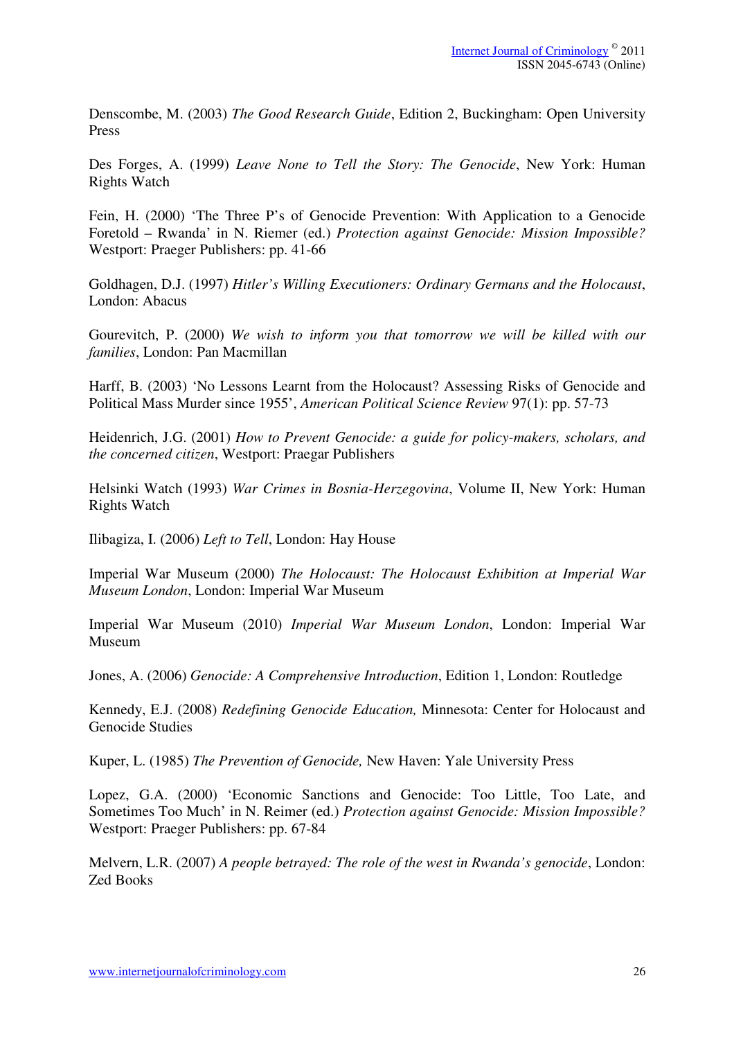Denscombe, M. (2003) *The Good Research Guide*, Edition 2, Buckingham: Open University Press

Des Forges, A. (1999) *Leave None to Tell the Story: The Genocide*, New York: Human Rights Watch

Fein, H. (2000) 'The Three P's of Genocide Prevention: With Application to a Genocide Foretold – Rwanda' in N. Riemer (ed.) *Protection against Genocide: Mission Impossible?* Westport: Praeger Publishers: pp. 41-66

Goldhagen, D.J. (1997) *Hitler's Willing Executioners: Ordinary Germans and the Holocaust*, London: Abacus

Gourevitch, P. (2000) *We wish to inform you that tomorrow we will be killed with our families*, London: Pan Macmillan

Harff, B. (2003) 'No Lessons Learnt from the Holocaust? Assessing Risks of Genocide and Political Mass Murder since 1955', *American Political Science Review* 97(1): pp. 57-73

Heidenrich, J.G. (2001) *How to Prevent Genocide: a guide for policy-makers, scholars, and the concerned citizen*, Westport: Praegar Publishers

Helsinki Watch (1993) *War Crimes in Bosnia-Herzegovina*, Volume II, New York: Human Rights Watch

Ilibagiza, I. (2006) *Left to Tell*, London: Hay House

Imperial War Museum (2000) *The Holocaust: The Holocaust Exhibition at Imperial War Museum London*, London: Imperial War Museum

Imperial War Museum (2010) *Imperial War Museum London*, London: Imperial War Museum

Jones, A. (2006) *Genocide: A Comprehensive Introduction*, Edition 1, London: Routledge

Kennedy, E.J. (2008) *Redefining Genocide Education,* Minnesota: Center for Holocaust and Genocide Studies

Kuper, L. (1985) *The Prevention of Genocide,* New Haven: Yale University Press

Lopez, G.A. (2000) 'Economic Sanctions and Genocide: Too Little, Too Late, and Sometimes Too Much' in N. Reimer (ed.) *Protection against Genocide: Mission Impossible?* Westport: Praeger Publishers: pp. 67-84

Melvern, L.R. (2007) *A people betrayed: The role of the west in Rwanda's genocide*, London: Zed Books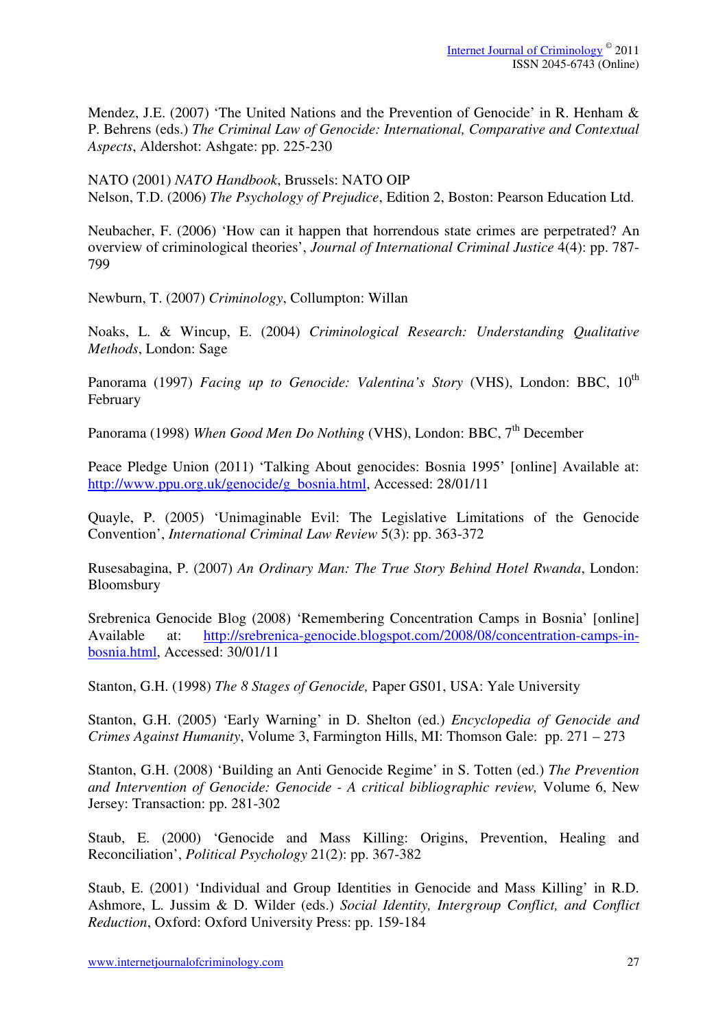Mendez, J.E. (2007) 'The United Nations and the Prevention of Genocide' in R. Henham & P. Behrens (eds.) *The Criminal Law of Genocide: International, Comparative and Contextual Aspects*, Aldershot: Ashgate: pp. 225-230

NATO (2001) *NATO Handbook*, Brussels: NATO OIP

Nelson, T.D. (2006) *The Psychology of Prejudice*, Edition 2, Boston: Pearson Education Ltd.

Neubacher, F. (2006) 'How can it happen that horrendous state crimes are perpetrated? An overview of criminological theories', *Journal of International Criminal Justice* 4(4): pp. 787-799

Newburn, T. (2007) *Criminology*, Collumpton: Willan

Noaks, L. & Wincup, E. (2004) *Criminological Research: Understanding Qualitative Methods*, London: Sage

Panorama (1997) *Facing up to Genocide: Valentina's Story* (VHS), London: BBC, 10th February

Panorama (1998) *When Good Men Do Nothing* (VHS), London: BBC, 7th December

Peace Pledge Union (2011) 'Talking About genocides: Bosnia 1995' [online] Available at: http://www.ppu.org.uk/genocide/g_bosnia.html, Accessed: 28/01/11

Quayle, P. (2005) 'Unimaginable Evil: The Legislative Limitations of the Genocide Convention', *International Criminal Law Review* 5(3): pp. 363-372

Rusesabagina, P. (2007) *An Ordinary Man: The True Story Behind Hotel Rwanda*, London: Bloomsbury

Srebrenica Genocide Blog (2008) 'Remembering Concentration Camps in Bosnia' [online] Available at: http://srebrenica-genocide.blogspot.com/2008/08/concentration-camps-in-bosnia.html, Accessed: 30/01/11

Stanton, G.H. (1998) *The 8 Stages of Genocide,* Paper GS01, USA: Yale University

Stanton, G.H. (2005) 'Early Warning' in D. Shelton (ed.) *Encyclopedia of Genocide and Crimes Against Humanity*, Volume 3, Farmington Hills, MI: Thomson Gale: pp. 271 – 273

Stanton, G.H. (2008) 'Building an Anti Genocide Regime' in S. Totten (ed.) *The Prevention and Intervention of Genocide: Genocide - A critical bibliographic review,* Volume 6, New Jersey: Transaction: pp. 281-302

Staub, E. (2000) 'Genocide and Mass Killing: Origins, Prevention, Healing and Reconciliation', *Political Psychology* 21(2): pp. 367-382

Staub, E. (2001) 'Individual and Group Identities in Genocide and Mass Killing' in R.D. Ashmore, L. Jussim & D. Wilder (eds.) *Social Identity, Intergroup Conflict, and Conflict Reduction*, Oxford: Oxford University Press: pp. 159-184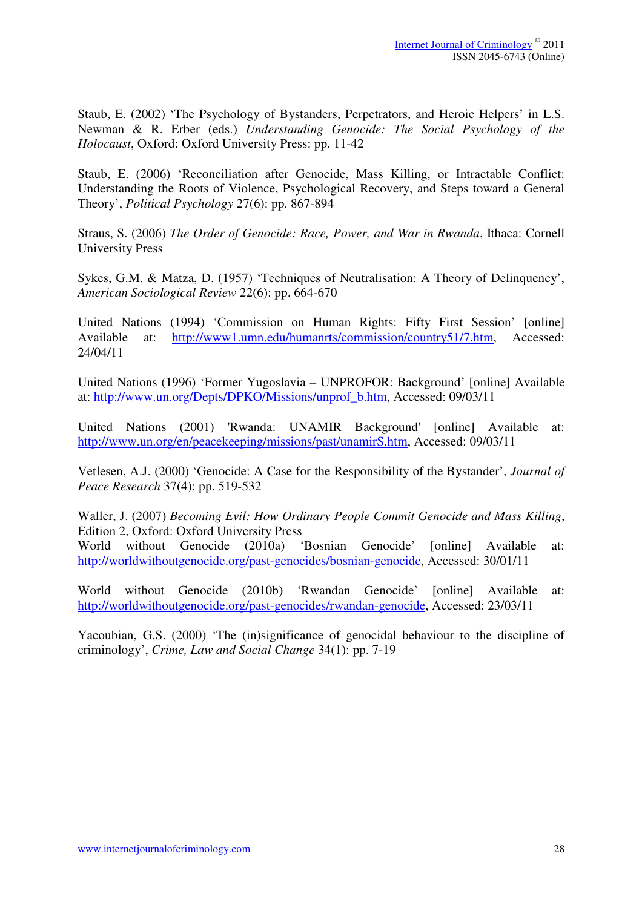Staub, E. (2002) ‘The Psychology of Bystanders, Perpetrators, and Heroic Helpers’ in L.S. Newman & R. Erber (eds.) *Understanding Genocide: The Social Psychology of the Holocaust*, Oxford: Oxford University Press: pp. 11-42

Staub, E. (2006) ‘Reconciliation after Genocide, Mass Killing, or Intractable Conflict: Understanding the Roots of Violence, Psychological Recovery, and Steps toward a General Theory’, *Political Psychology* 27(6): pp. 867-894

Straus, S. (2006) *The Order of Genocide: Race, Power, and War in Rwanda*, Ithaca: Cornell University Press

Sykes, G.M. & Matza, D. (1957) ‘Techniques of Neutralisation: A Theory of Delinquency’, *American Sociological Review* 22(6): pp. 664-670

United Nations (1994) ‘Commission on Human Rights: Fifty First Session’ [online] Available at: http://www1.umn.edu/humanrts/commission/country51/7.htm, Accessed: 24/04/11

United Nations (1996) ‘Former Yugoslavia – UNPROFOR: Background’ [online] Available at: http://www.un.org/Depts/DPKO/Missions/unprof_b.htm, Accessed: 09/03/11

United Nations (2001) 'Rwanda: UNAMIR Background' [online] Available at: http://www.un.org/en/peacekeeping/missions/past/unamirS.htm, Accessed: 09/03/11

Vetlesen, A.J. (2000) ‘Genocide: A Case for the Responsibility of the Bystander’, *Journal of Peace Research* 37(4): pp. 519-532

Waller, J. (2007) *Becoming Evil: How Ordinary People Commit Genocide and Mass Killing*, Edition 2, Oxford: Oxford University Press

World without Genocide (2010a) ‘Bosnian Genocide’ [online] Available at: http://worldwithoutgenocide.org/past-genocides/bosnian-genocide, Accessed: 30/01/11

World without Genocide (2010b) ‘Rwandan Genocide’ [online] Available at: http://worldwithoutgenocide.org/past-genocides/rwandan-genocide, Accessed: 23/03/11

Yacoubian, G.S. (2000) ‘The (in)significance of genocidal behaviour to the discipline of criminology’, *Crime, Law and Social Change* 34(1): pp. 7-19